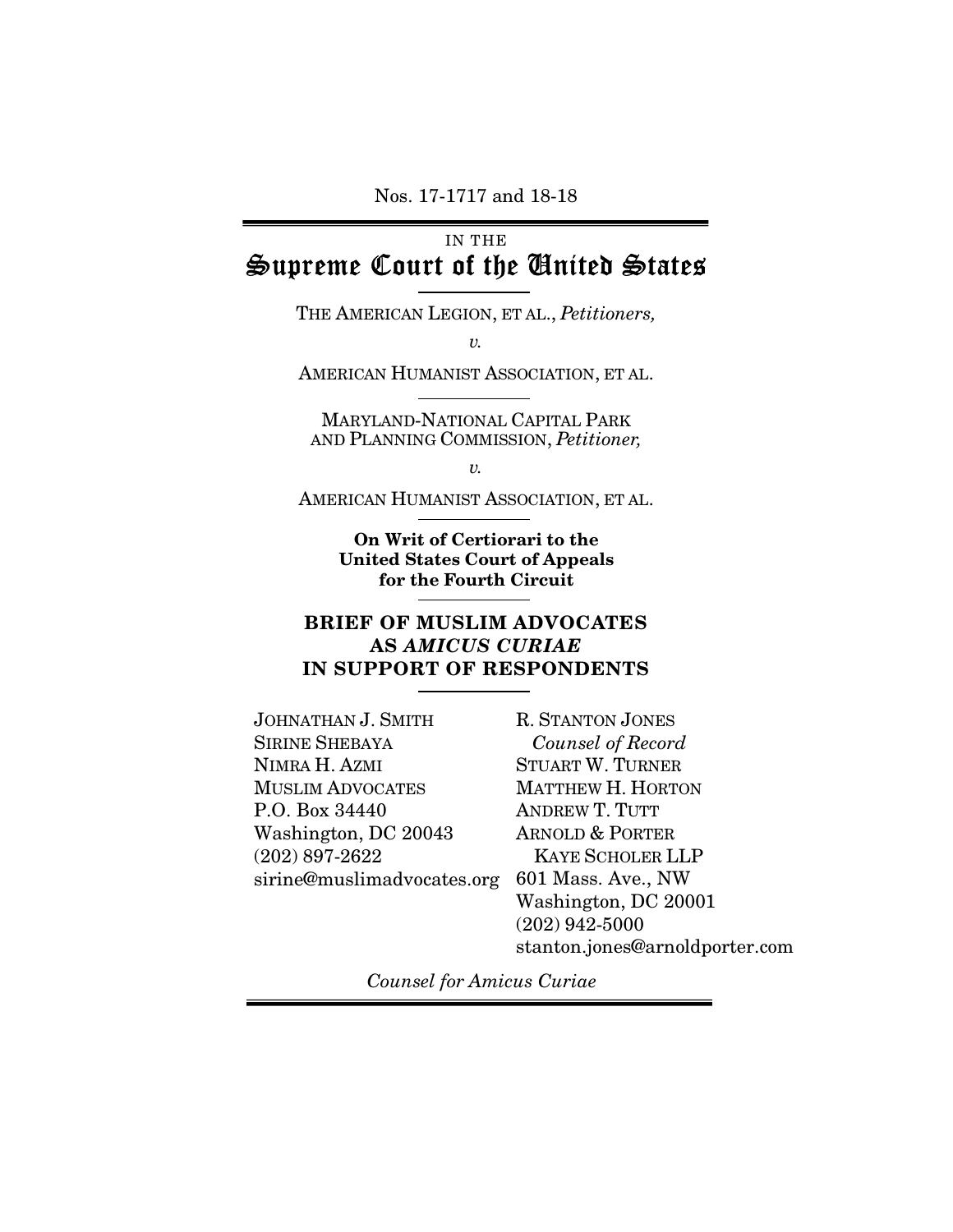Nos. 17-1717 and 18-18

IN THE

# Supreme Court of the United States

THE AMERICAN LEGION, ET AL., *Petitioners,*

*v.*

AMERICAN HUMANIST ASSOCIATION, ET AL.

MARYLAND-NATIONAL CAPITAL PARK AND PLANNING COMMISSION, *Petitioner,*

*v.*

AMERICAN HUMANIST ASSOCIATION, ET AL.

**On Writ of Certiorari to the United States Court of Appeals for the Fourth Circuit**

## BRIEF OF MUSLIM ADVOCATES AS *AMICUS CURIAE* IN SUPPORT OF RESPONDENTS

JOHNATHAN J. SMITH
SIRINE SHEBAYA
NIMRA H. AZMI
MUSLIM ADVOCATES
P.O. Box 34440
Washington, DC 20043
(202) 897-2622
sirine@muslimadvocates.org

R. STANTON JONES
*Counsel of Record*
STUART W. TURNER
MATTHEW H. HORTON
ANDREW T. TUTT
ARNOLD & PORTER KAYE SCHOLER LLP
601 Mass. Ave., NW
Washington, DC 20001
(202) 942-5000
stanton.jones@arnoldporter.com

*Counsel for Amicus Curiae*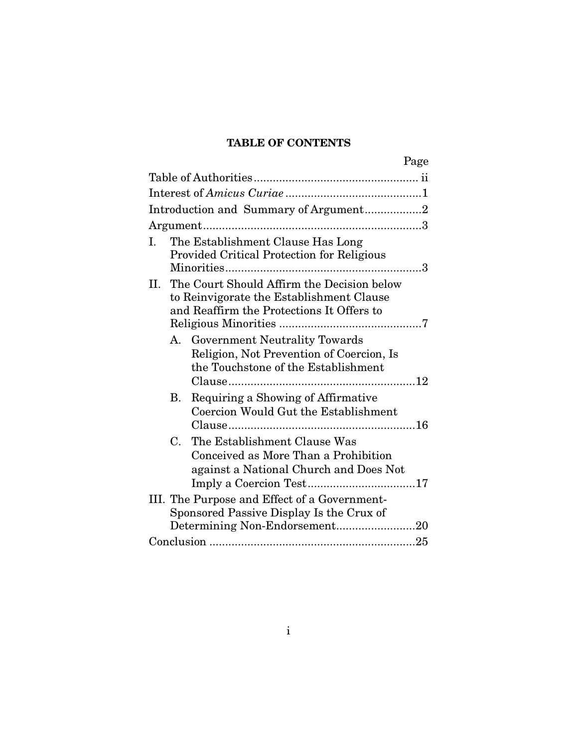**TABLE OF CONTENTS**

| | Page |
|---|---|
| Table of Authorities | ii |
| Interest of *Amicus Curiae* | 1 |
| Introduction and Summary of Argument | 2 |
| Argument | 3 |
| I. The Establishment Clause Has Long Provided Critical Protection for Religious Minorities | 3 |
| II. The Court Should Affirm the Decision below to Reinvigorate the Establishment Clause and Reaffirm the Protections It Offers to Religious Minorities | 7 |
| A. Government Neutrality Towards Religion, Not Prevention of Coercion, Is the Touchstone of the Establishment Clause | 12 |
| B. Requiring a Showing of Affirmative Coercion Would Gut the Establishment Clause | 16 |
| C. The Establishment Clause Was Conceived as More Than a Prohibition against a National Church and Does Not Imply a Coercion Test | 17 |
| III. The Purpose and Effect of a Government-Sponsored Passive Display Is the Crux of Determining Non-Endorsement | 20 |
| Conclusion | 25 |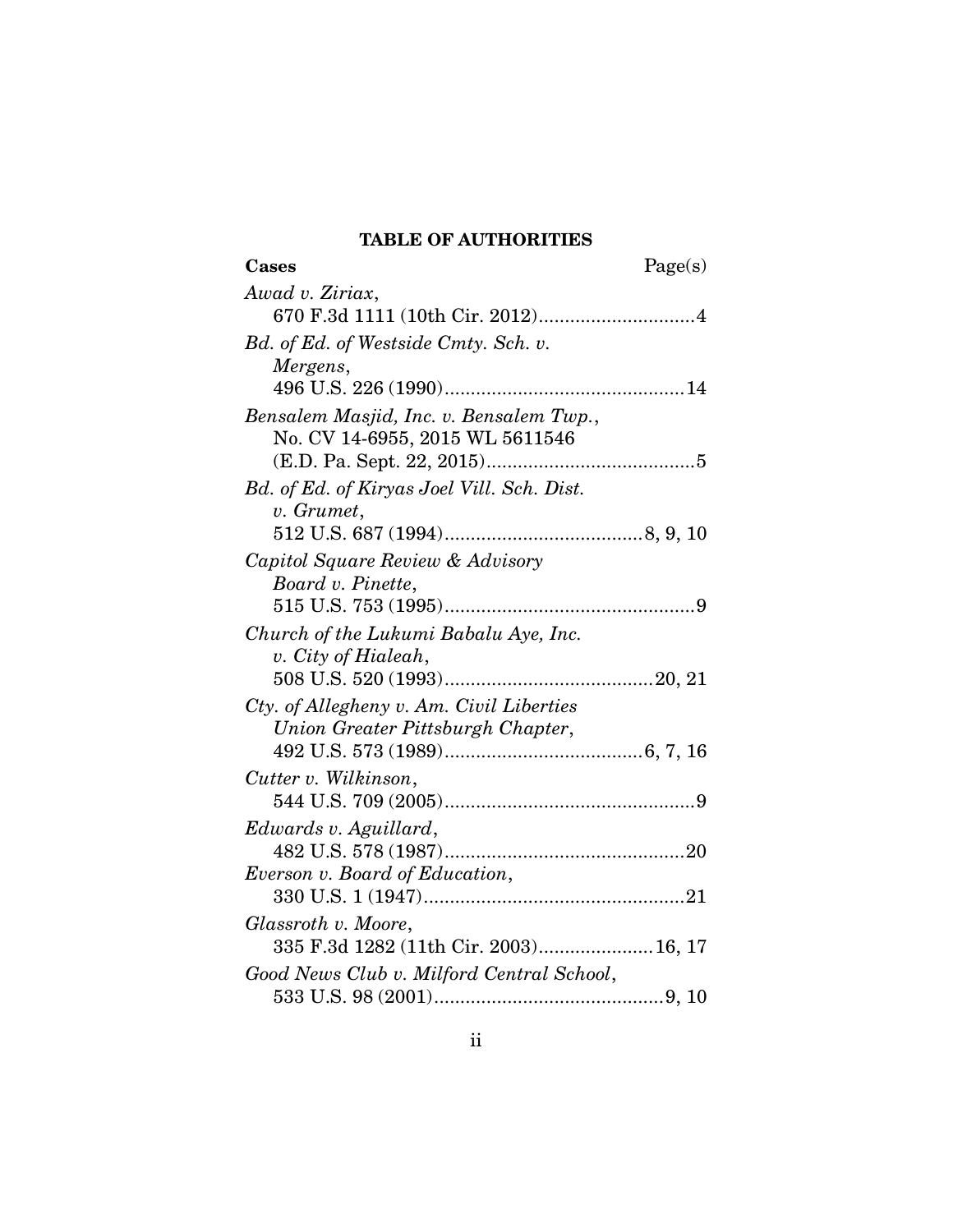## TABLE OF AUTHORITIES

**Cases** Page(s)

*Awad v. Ziriax*,
670 F.3d 1111 (10th Cir. 2012)..............................4

*Bd. of Ed. of Westside Cmty. Sch. v. Mergens*,
496 U.S. 226 (1990)..............................................14

*Bensalem Masjid, Inc. v. Bensalem Twp.*,
No. CV 14-6955, 2015 WL 5611546
(E.D. Pa. Sept. 22, 2015)........................................5

*Bd. of Ed. of Kiryas Joel Vill. Sch. Dist. v. Grumet*,
512 U.S. 687 (1994)......................................8, 9, 10

*Capitol Square Review & Advisory Board v. Pinette*,
515 U.S. 753 (1995)................................................9

*Church of the Lukumi Babalu Aye, Inc. v. City of Hialeah*,
508 U.S. 520 (1993)........................................20, 21

*Cty. of Allegheny v. Am. Civil Liberties Union Greater Pittsburgh Chapter*,
492 U.S. 573 (1989)......................................6, 7, 16

*Cutter v. Wilkinson*,
544 U.S. 709 (2005)................................................9

*Edwards v. Aguillard*,
482 U.S. 578 (1987)..............................................20

*Everson v. Board of Education*,
330 U.S. 1 (1947)..................................................21

*Glassroth v. Moore*,
335 F.3d 1282 (11th Cir. 2003)......................16, 17

*Good News Club v. Milford Central School*,
533 U.S. 98 (2001)............................................9, 10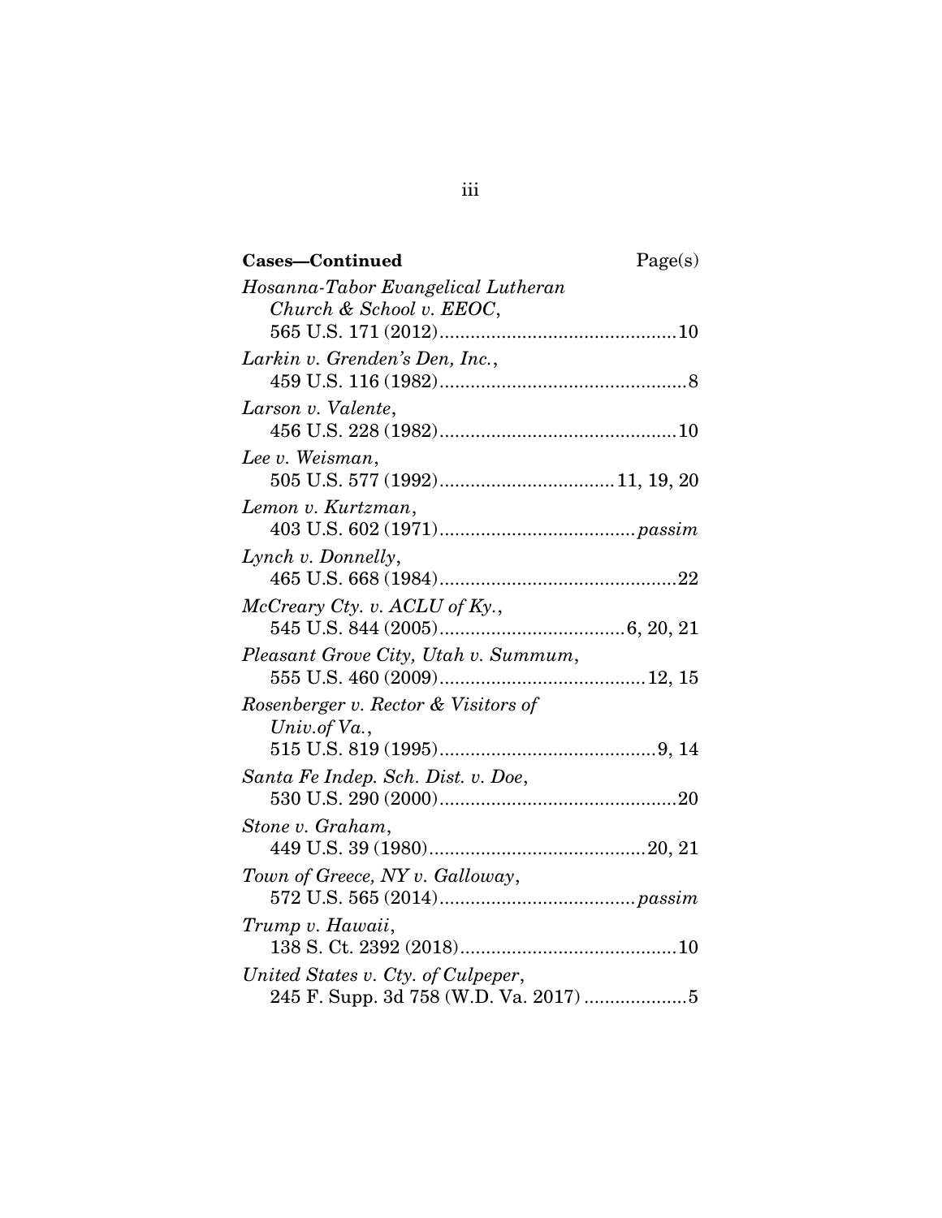| **Cases—Continued** | Page(s) |
|---|---|
| *Hosanna-Tabor Evangelical Lutheran Church & School v. EEOC*, 565 U.S. 171 (2012) | 10 |
| *Larkin v. Grenden's Den, Inc.*, 459 U.S. 116 (1982) | 8 |
| *Larson v. Valente*, 456 U.S. 228 (1982) | 10 |
| *Lee v. Weisman*, 505 U.S. 577 (1992) | 11, 19, 20 |
| *Lemon v. Kurtzman*, 403 U.S. 602 (1971) | *passim* |
| *Lynch v. Donnelly*, 465 U.S. 668 (1984) | 22 |
| *McCreary Cty. v. ACLU of Ky.*, 545 U.S. 844 (2005) | 6, 20, 21 |
| *Pleasant Grove City, Utah v. Summum*, 555 U.S. 460 (2009) | 12, 15 |
| *Rosenberger v. Rector & Visitors of Univ.of Va.*, 515 U.S. 819 (1995) | 9, 14 |
| *Santa Fe Indep. Sch. Dist. v. Doe*, 530 U.S. 290 (2000) | 20 |
| *Stone v. Graham*, 449 U.S. 39 (1980) | 20, 21 |
| *Town of Greece, NY v. Galloway*, 572 U.S. 565 (2014) | *passim* |
| *Trump v. Hawaii*, 138 S. Ct. 2392 (2018) | 10 |
| *United States v. Cty. of Culpeper*, 245 F. Supp. 3d 758 (W.D. Va. 2017) | 5 |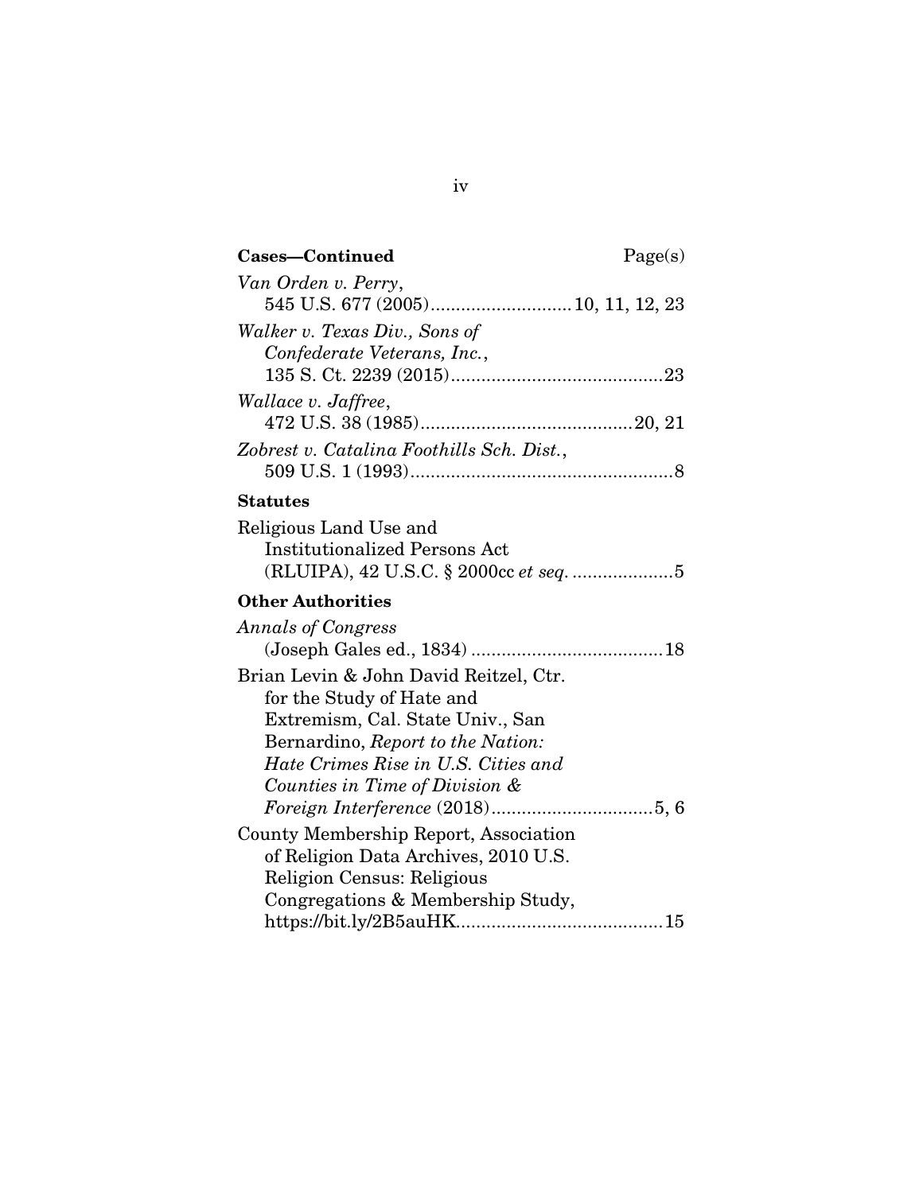**Cases—Continued** Page(s)

*Van Orden v. Perry*,
545 U.S. 677 (2005)............................10, 11, 12, 23

*Walker v. Texas Div., Sons of Confederate Veterans, Inc.*,
135 S. Ct. 2239 (2015)..........................................23

*Wallace v. Jaffree*,
472 U.S. 38 (1985)..........................................20, 21

*Zobrest v. Catalina Foothills Sch. Dist.*,
509 U.S. 1 (1993)....................................................8

**Statutes**

Religious Land Use and Institutionalized Persons Act (RLUIPA), 42 U.S.C. § 2000cc *et seq.* ....................5

**Other Authorities**

*Annals of Congress*
(Joseph Gales ed., 1834) ......................................18

Brian Levin & John David Reitzel, Ctr. for the Study of Hate and Extremism, Cal. State Univ., San Bernardino, *Report to the Nation: Hate Crimes Rise in U.S. Cities and Counties in Time of Division & Foreign Interference* (2018)................................5, 6

County Membership Report, Association of Religion Data Archives, 2010 U.S. Religion Census: Religious Congregations & Membership Study, https://bit.ly/2B5auHK.........................................15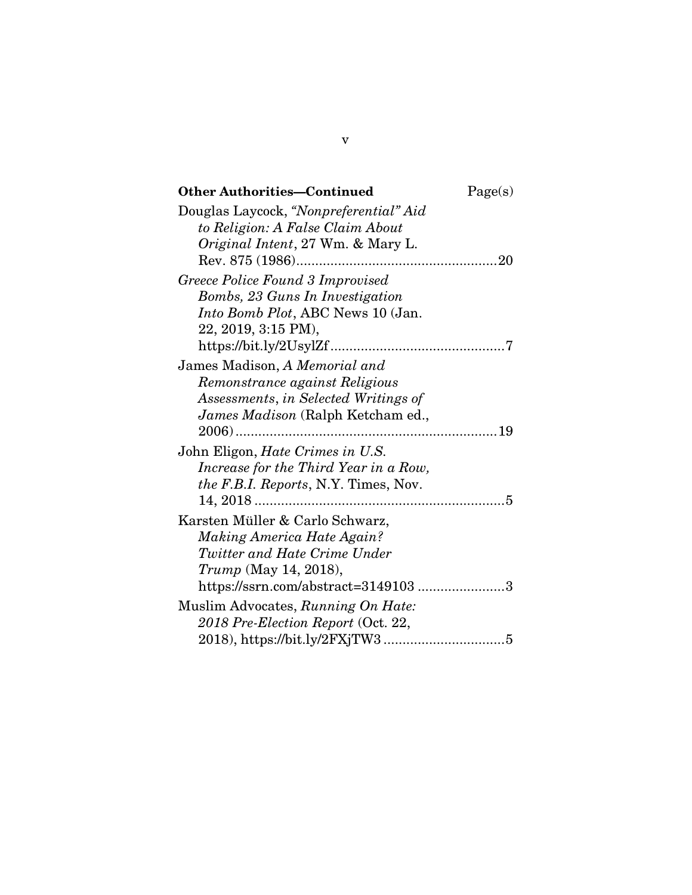**Other Authorities—Continued** Page(s)

Douglas Laycock, *"Nonpreferential" Aid to Religion: A False Claim About Original Intent*, 27 Wm. & Mary L. Rev. 875 (1986) ....................................................20

*Greece Police Found 3 Improvised Bombs, 23 Guns In Investigation Into Bomb Plot*, ABC News 10 (Jan. 22, 2019, 3:15 PM), https://bit.ly/2UsylZf .............................................7

James Madison, *A Memorial and Remonstrance against Religious Assessments*, *in Selected Writings of James Madison* (Ralph Ketcham ed., 2006) ....................................................................19

John Eligon, *Hate Crimes in U.S. Increase for the Third Year in a Row, the F.B.I. Reports*, N.Y. Times, Nov. 14, 2018 ..................................................................5

Karsten Müller & Carlo Schwarz, *Making America Hate Again? Twitter and Hate Crime Under Trump* (May 14, 2018), https://ssrn.com/abstract=3149103 .......................3

Muslim Advocates, *Running On Hate: 2018 Pre-Election Report* (Oct. 22, 2018), https://bit.ly/2FXjTW3 ................................5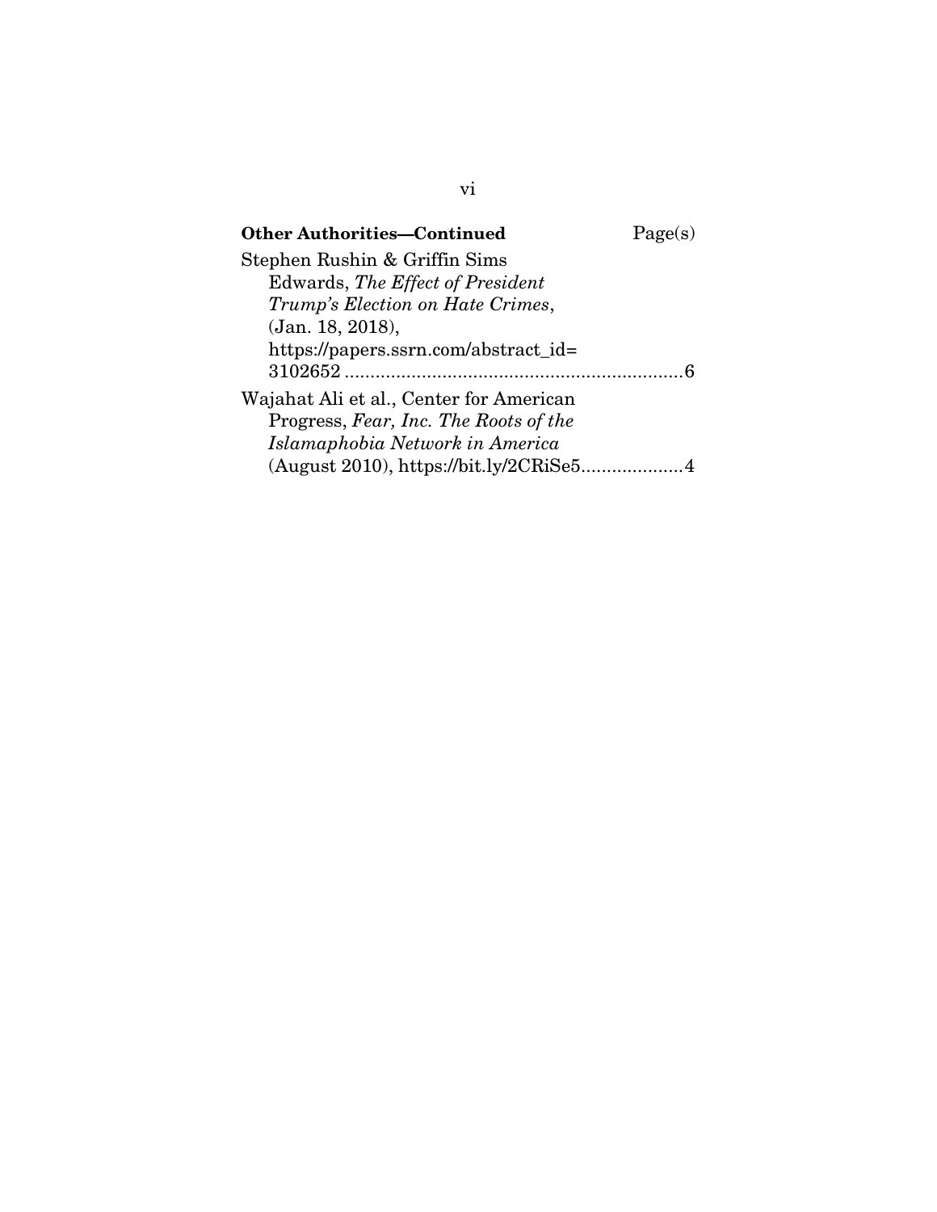**Other Authorities—Continued** Page(s)

Stephen Rushin & Griffin Sims Edwards, *The Effect of President Trump's Election on Hate Crimes*, (Jan. 18, 2018), https://papers.ssrn.com/abstract_id=3102652 ........................................................ 6

Wajahat Ali et al., Center for American Progress, *Fear, Inc. The Roots of the Islamaphobia Network in America* (August 2010), https://bit.ly/2CRiSe5 .................... 4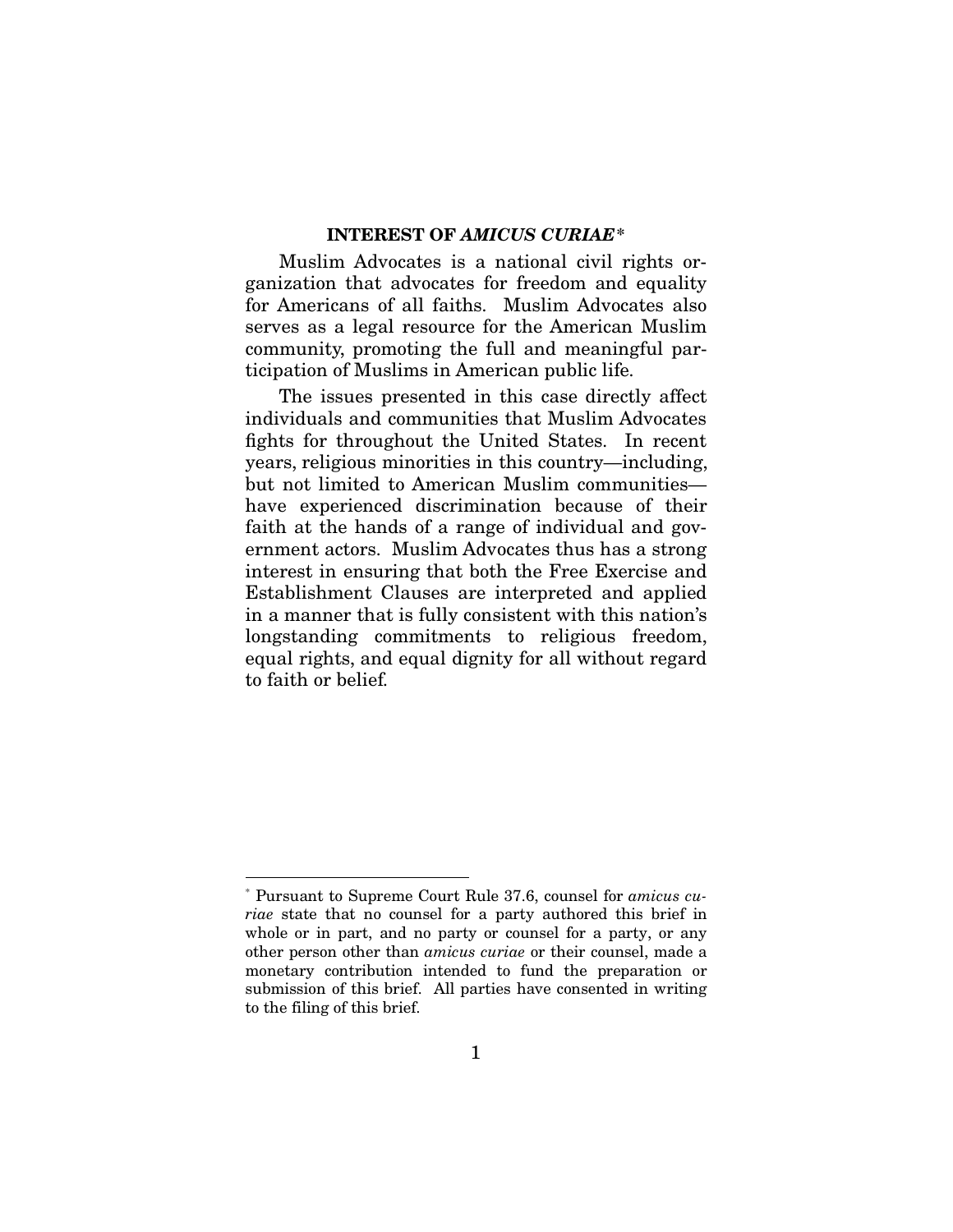## INTEREST OF *AMICUS CURIAE*[*]

Muslim Advocates is a national civil rights organization that advocates for freedom and equality for Americans of all faiths. Muslim Advocates also serves as a legal resource for the American Muslim community, promoting the full and meaningful participation of Muslims in American public life.

The issues presented in this case directly affect individuals and communities that Muslim Advocates fights for throughout the United States. In recent years, religious minorities in this country—including, but not limited to American Muslim communities—have experienced discrimination because of their faith at the hands of a range of individual and government actors. Muslim Advocates thus has a strong interest in ensuring that both the Free Exercise and Establishment Clauses are interpreted and applied in a manner that is fully consistent with this nation's longstanding commitments to religious freedom, equal rights, and equal dignity for all without regard to faith or belief.

---

[*] Pursuant to Supreme Court Rule 37.6, counsel for *amicus curiae* state that no counsel for a party authored this brief in whole or in part, and no party or counsel for a party, or any other person other than *amicus curiae* or their counsel, made a monetary contribution intended to fund the preparation or submission of this brief. All parties have consented in writing to the filing of this brief.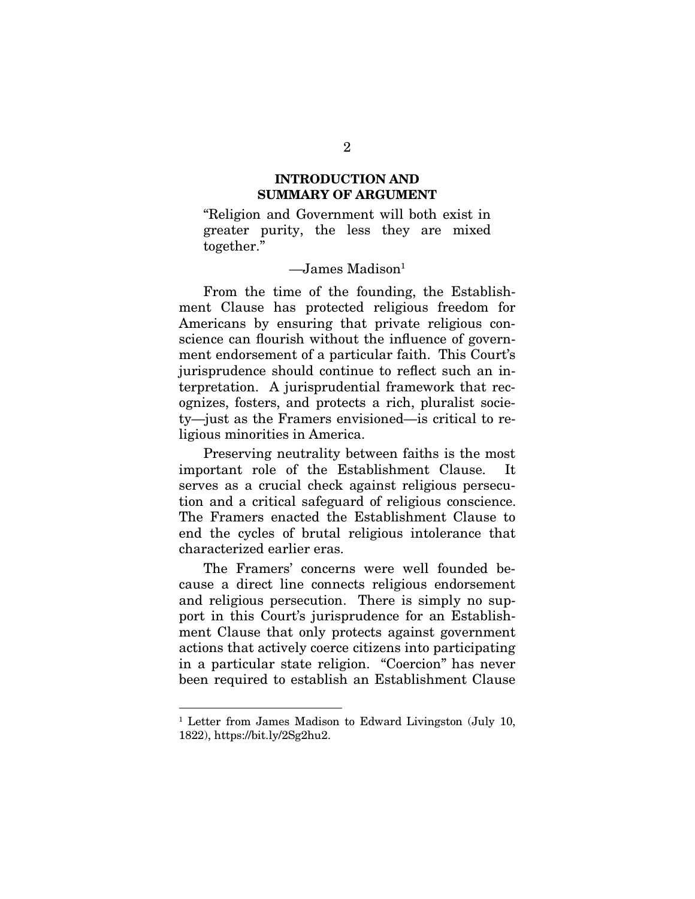## INTRODUCTION AND SUMMARY OF ARGUMENT

> "Religion and Government will both exist in greater purity, the less they are mixed together."
>
> —James Madison[1]

From the time of the founding, the Establishment Clause has protected religious freedom for Americans by ensuring that private religious conscience can flourish without the influence of government endorsement of a particular faith. This Court's jurisprudence should continue to reflect such an interpretation. A jurisprudential framework that recognizes, fosters, and protects a rich, pluralist society—just as the Framers envisioned—is critical to religious minorities in America.

Preserving neutrality between faiths is the most important role of the Establishment Clause. It serves as a crucial check against religious persecution and a critical safeguard of religious conscience. The Framers enacted the Establishment Clause to end the cycles of brutal religious intolerance that characterized earlier eras.

The Framers' concerns were well founded because a direct line connects religious endorsement and religious persecution. There is simply no support in this Court's jurisprudence for an Establishment Clause that only protects against government actions that actively coerce citizens into participating in a particular state religion. "Coercion" has never been required to establish an Establishment Clause

---

[1] Letter from James Madison to Edward Livingston (July 10, 1822), https://bit.ly/2Sg2hu2.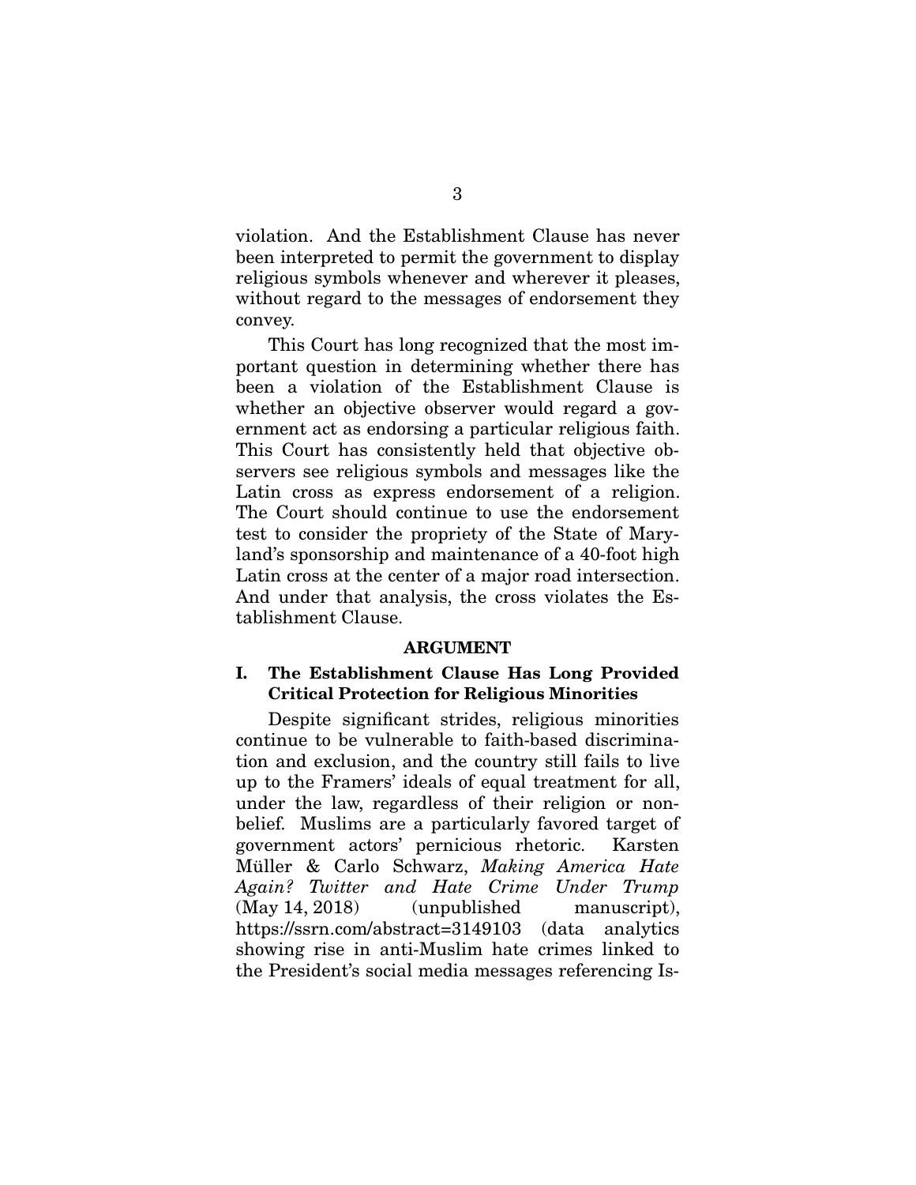violation. And the Establishment Clause has never been interpreted to permit the government to display religious symbols whenever and wherever it pleases, without regard to the messages of endorsement they convey.

This Court has long recognized that the most important question in determining whether there has been a violation of the Establishment Clause is whether an objective observer would regard a government act as endorsing a particular religious faith. This Court has consistently held that objective observers see religious symbols and messages like the Latin cross as express endorsement of a religion. The Court should continue to use the endorsement test to consider the propriety of the State of Maryland's sponsorship and maintenance of a 40-foot high Latin cross at the center of a major road intersection. And under that analysis, the cross violates the Establishment Clause.

## ARGUMENT

### I. The Establishment Clause Has Long Provided Critical Protection for Religious Minorities

Despite significant strides, religious minorities continue to be vulnerable to faith-based discrimination and exclusion, and the country still fails to live up to the Framers' ideals of equal treatment for all, under the law, regardless of their religion or nonbelief. Muslims are a particularly favored target of government actors' pernicious rhetoric. Karsten Müller & Carlo Schwarz, *Making America Hate Again? Twitter and Hate Crime Under Trump* (May 14, 2018) (unpublished manuscript), https://ssrn.com/abstract=3149103 (data analytics showing rise in anti-Muslim hate crimes linked to the President's social media messages referencing Is-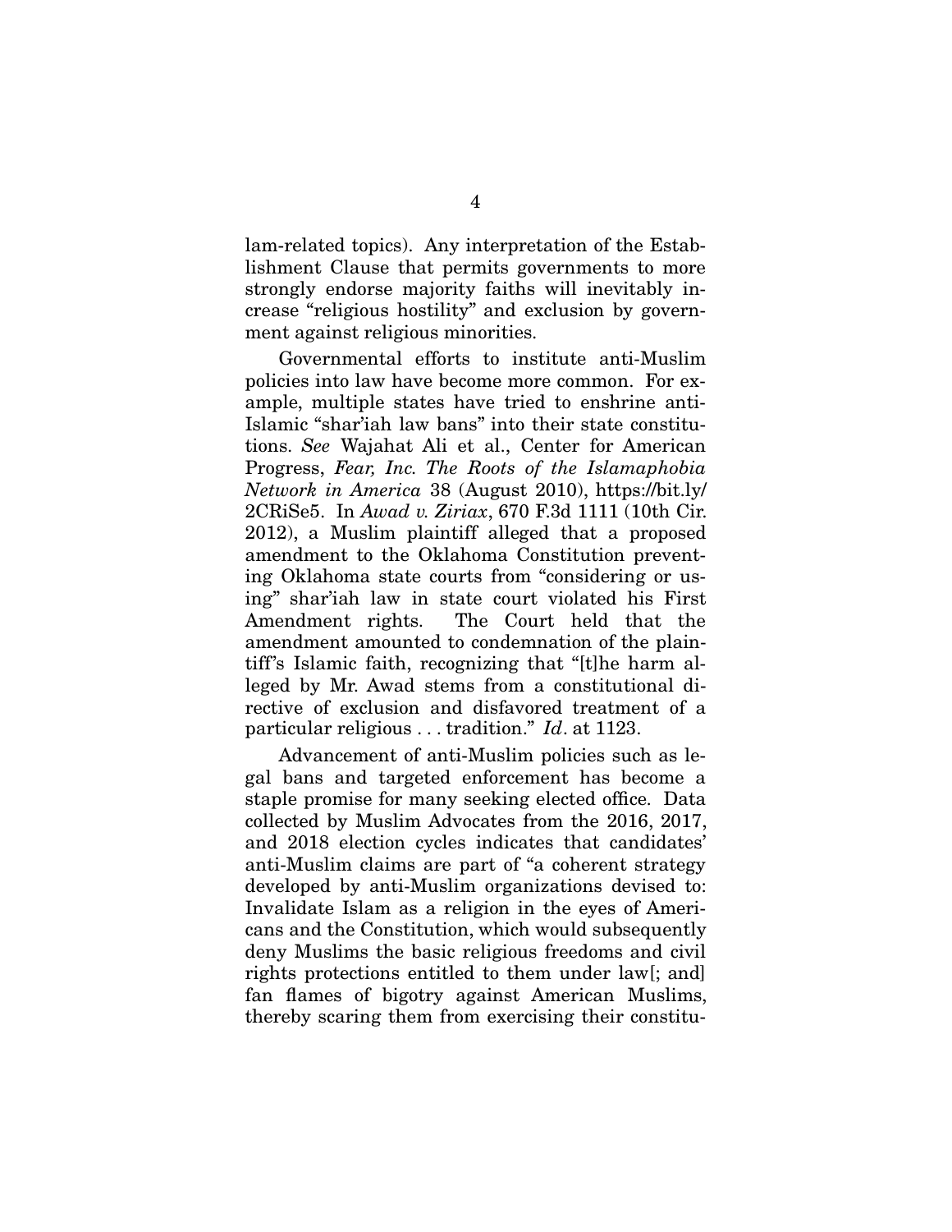lam-related topics). Any interpretation of the Establishment Clause that permits governments to more strongly endorse majority faiths will inevitably increase "religious hostility" and exclusion by government against religious minorities.

Governmental efforts to institute anti-Muslim policies into law have become more common. For example, multiple states have tried to enshrine anti-Islamic "shar'iah law bans" into their state constitutions. *See* Wajahat Ali et al., Center for American Progress, *Fear, Inc. The Roots of the Islamaphobia Network in America* 38 (August 2010), https://bit.ly/2CRiSe5. In *Awad v. Ziriax*, 670 F.3d 1111 (10th Cir. 2012), a Muslim plaintiff alleged that a proposed amendment to the Oklahoma Constitution preventing Oklahoma state courts from "considering or using" shar'iah law in state court violated his First Amendment rights. The Court held that the amendment amounted to condemnation of the plaintiff's Islamic faith, recognizing that "[t]he harm alleged by Mr. Awad stems from a constitutional directive of exclusion and disfavored treatment of a particular religious . . . tradition." *Id*. at 1123.

Advancement of anti-Muslim policies such as legal bans and targeted enforcement has become a staple promise for many seeking elected office. Data collected by Muslim Advocates from the 2016, 2017, and 2018 election cycles indicates that candidates' anti-Muslim claims are part of "a coherent strategy developed by anti-Muslim organizations devised to: Invalidate Islam as a religion in the eyes of Americans and the Constitution, which would subsequently deny Muslims the basic religious freedoms and civil rights protections entitled to them under law[; and] fan flames of bigotry against American Muslims, thereby scaring them from exercising their constitu-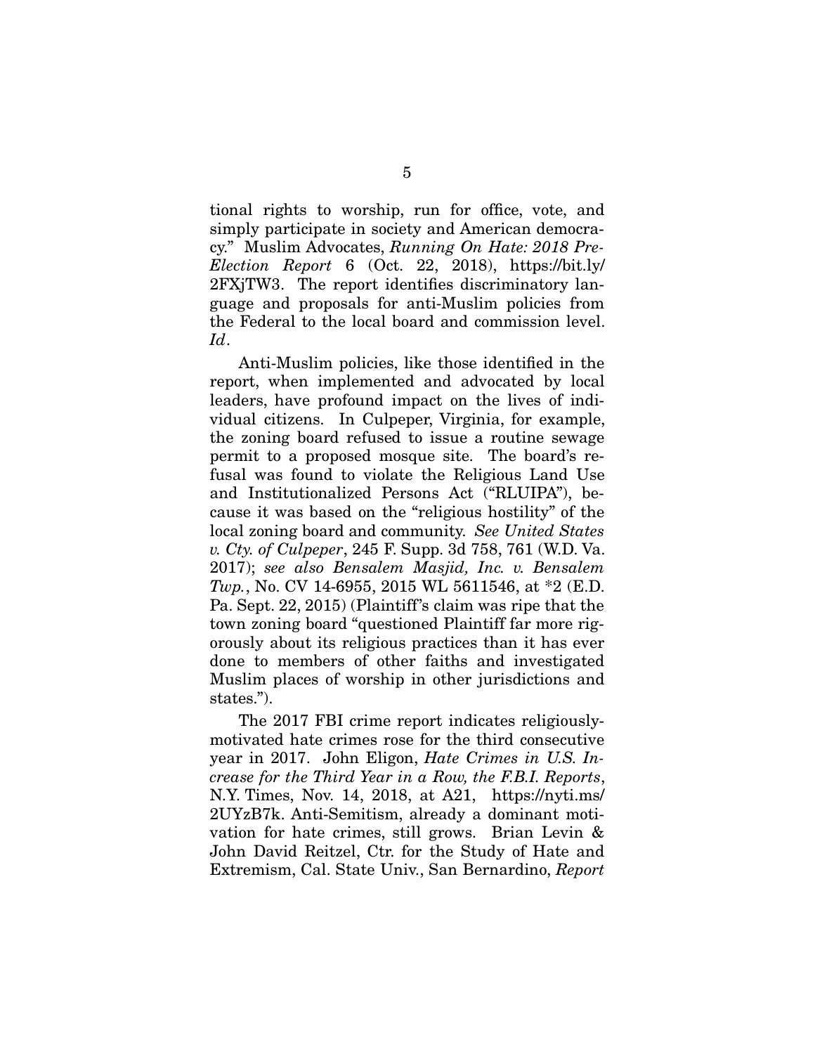tional rights to worship, run for office, vote, and simply participate in society and American democracy." Muslim Advocates, *Running On Hate: 2018 Pre-Election Report* 6 (Oct. 22, 2018), https://bit.ly/2FXjTW3. The report identifies discriminatory language and proposals for anti-Muslim policies from the Federal to the local board and commission level. *Id*.

Anti-Muslim policies, like those identified in the report, when implemented and advocated by local leaders, have profound impact on the lives of individual citizens. In Culpeper, Virginia, for example, the zoning board refused to issue a routine sewage permit to a proposed mosque site. The board's refusal was found to violate the Religious Land Use and Institutionalized Persons Act ("RLUIPA"), because it was based on the "religious hostility" of the local zoning board and community. *See United States v. Cty. of Culpeper*, 245 F. Supp. 3d 758, 761 (W.D. Va. 2017); *see also Bensalem Masjid, Inc. v. Bensalem Twp.*, No. CV 14-6955, 2015 WL 5611546, at *2 (E.D. Pa. Sept. 22, 2015) (Plaintiff's claim was ripe that the town zoning board "questioned Plaintiff far more rigorously about its religious practices than it has ever done to members of other faiths and investigated Muslim places of worship in other jurisdictions and states.").

The 2017 FBI crime report indicates religiously-motivated hate crimes rose for the third consecutive year in 2017. John Eligon, *Hate Crimes in U.S. Increase for the Third Year in a Row, the F.B.I. Reports*, N.Y. Times, Nov. 14, 2018, at A21, https://nyti.ms/2UYzB7k. Anti-Semitism, already a dominant motivation for hate crimes, still grows. Brian Levin & John David Reitzel, Ctr. for the Study of Hate and Extremism, Cal. State Univ., San Bernardino, *Report*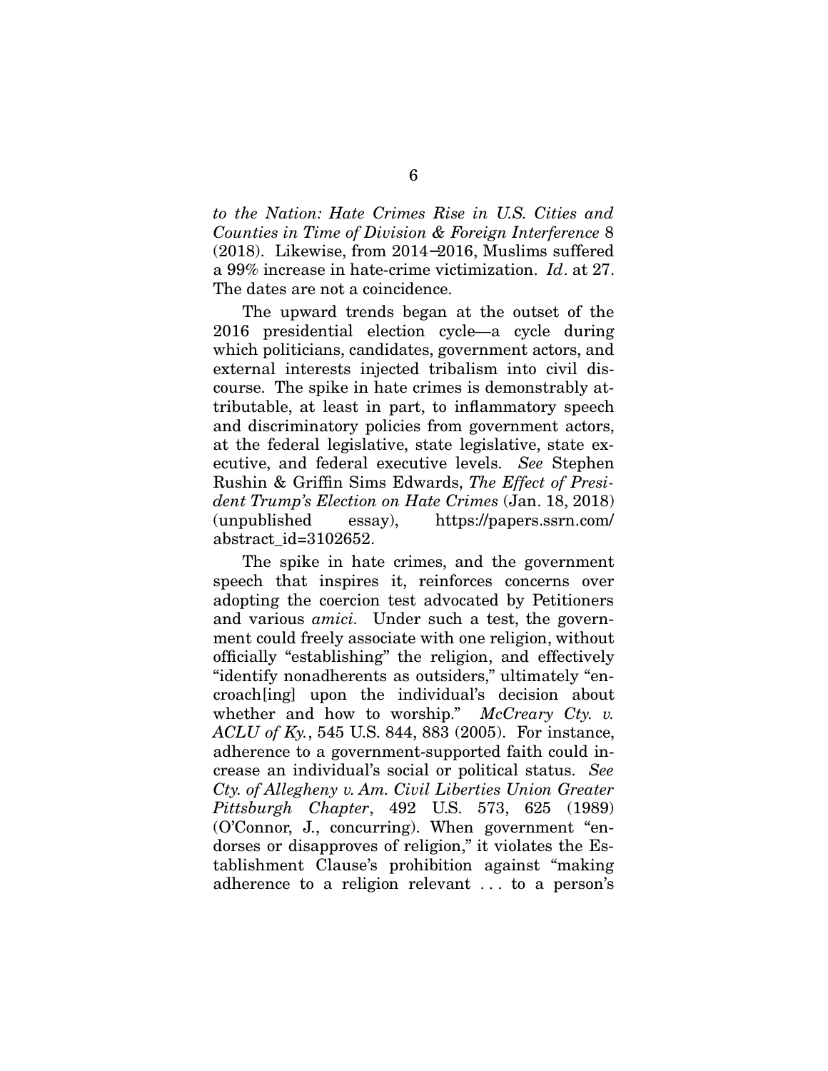*to the Nation: Hate Crimes Rise in U.S. Cities and Counties in Time of Division & Foreign Interference* 8 (2018). Likewise, from 2014–2016, Muslims suffered a 99% increase in hate-crime victimization. *Id*. at 27. The dates are not a coincidence.

The upward trends began at the outset of the 2016 presidential election cycle—a cycle during which politicians, candidates, government actors, and external interests injected tribalism into civil discourse. The spike in hate crimes is demonstrably attributable, at least in part, to inflammatory speech and discriminatory policies from government actors, at the federal legislative, state legislative, state executive, and federal executive levels. *See* Stephen Rushin & Griffin Sims Edwards, *The Effect of President Trump's Election on Hate Crimes* (Jan. 18, 2018) (unpublished essay), https://papers.ssrn.com/abstract_id=3102652.

The spike in hate crimes, and the government speech that inspires it, reinforces concerns over adopting the coercion test advocated by Petitioners and various *amici.* Under such a test, the government could freely associate with one religion, without officially "establishing" the religion, and effectively "identify nonadherents as outsiders," ultimately "encroach[ing] upon the individual's decision about whether and how to worship." *McCreary Cty. v. ACLU of Ky.*, 545 U.S. 844, 883 (2005). For instance, adherence to a government-supported faith could increase an individual's social or political status. *See Cty. of Allegheny v. Am. Civil Liberties Union Greater Pittsburgh Chapter*, 492 U.S. 573, 625 (1989) (O'Connor, J., concurring). When government "endorses or disapproves of religion," it violates the Establishment Clause's prohibition against "making adherence to a religion relevant . . . to a person's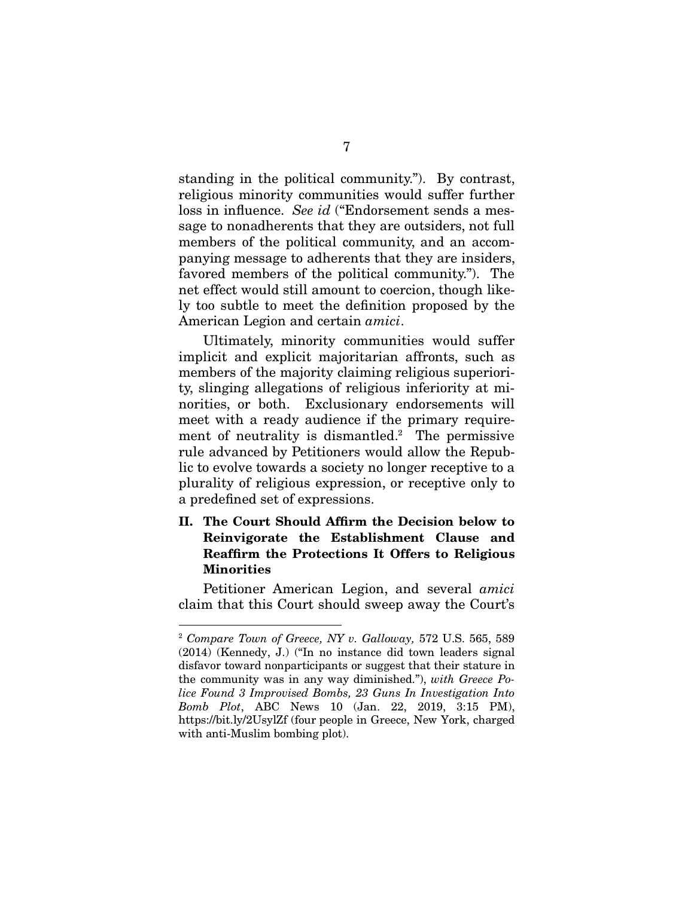standing in the political community."). By contrast, religious minority communities would suffer further loss in influence. *See id* ("Endorsement sends a message to nonadherents that they are outsiders, not full members of the political community, and an accompanying message to adherents that they are insiders, favored members of the political community."). The net effect would still amount to coercion, though likely too subtle to meet the definition proposed by the American Legion and certain *amici*.

Ultimately, minority communities would suffer implicit and explicit majoritarian affronts, such as members of the majority claiming religious superiority, slinging allegations of religious inferiority at minorities, or both. Exclusionary endorsements will meet with a ready audience if the primary requirement of neutrality is dismantled.[2] The permissive rule advanced by Petitioners would allow the Republic to evolve towards a society no longer receptive to a plurality of religious expression, or receptive only to a predefined set of expressions.

## II. The Court Should Affirm the Decision below to Reinvigorate the Establishment Clause and Reaffirm the Protections It Offers to Religious Minorities

Petitioner American Legion, and several *amici* claim that this Court should sweep away the Court's

---

[2] *Compare Town of Greece, NY v. Galloway,* 572 U.S. 565, 589 (2014) (Kennedy, J.) ("In no instance did town leaders signal disfavor toward nonparticipants or suggest that their stature in the community was in any way diminished."), *with Greece Police Found 3 Improvised Bombs, 23 Guns In Investigation Into Bomb Plot*, ABC News 10 (Jan. 22, 2019, 3:15 PM), https://bit.ly/2UsylZf (four people in Greece, New York, charged with anti-Muslim bombing plot).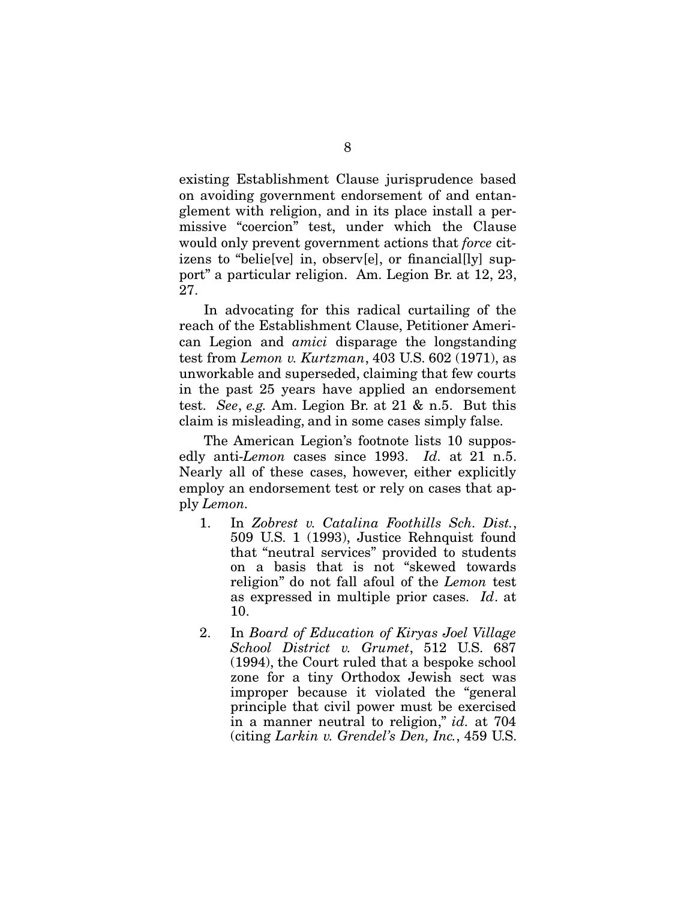existing Establishment Clause jurisprudence based on avoiding government endorsement of and entanglement with religion, and in its place install a permissive "coercion" test, under which the Clause would only prevent government actions that *force* citizens to "belie[ve] in, observ[e], or financial[ly] support" a particular religion. Am. Legion Br. at 12, 23, 27.

In advocating for this radical curtailing of the reach of the Establishment Clause, Petitioner American Legion and *amici* disparage the longstanding test from *Lemon v. Kurtzman*, 403 U.S. 602 (1971), as unworkable and superseded, claiming that few courts in the past 25 years have applied an endorsement test. *See*, *e.g.* Am. Legion Br. at 21 & n.5. But this claim is misleading, and in some cases simply false.

The American Legion's footnote lists 10 supposedly anti-*Lemon* cases since 1993. *Id.* at 21 n.5. Nearly all of these cases, however, either explicitly employ an endorsement test or rely on cases that apply *Lemon*.

1. In *Zobrest v. Catalina Foothills Sch. Dist.*, 509 U.S. 1 (1993), Justice Rehnquist found that "neutral services" provided to students on a basis that is not "skewed towards religion" do not fall afoul of the *Lemon* test as expressed in multiple prior cases. *Id*. at 10.
2. In *Board of Education of Kiryas Joel Village School District v. Grumet*, 512 U.S. 687 (1994), the Court ruled that a bespoke school zone for a tiny Orthodox Jewish sect was improper because it violated the "general principle that civil power must be exercised in a manner neutral to religion," *id.* at 704 (citing *Larkin v. Grendel's Den, Inc.*, 459 U.S.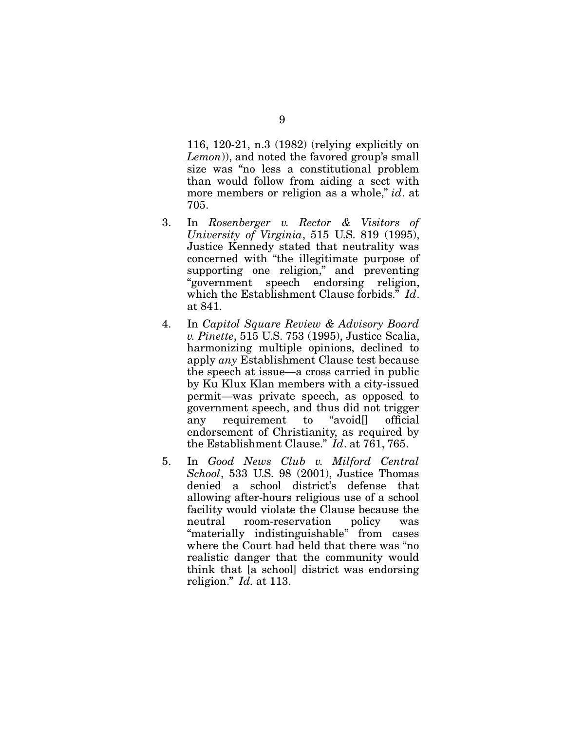116, 120-21, n.3 (1982) (relying explicitly on *Lemon*)), and noted the favored group's small size was "no less a constitutional problem than would follow from aiding a sect with more members or religion as a whole," *id*. at 705.

3. In *Rosenberger v. Rector & Visitors of University of Virginia*, 515 U.S. 819 (1995), Justice Kennedy stated that neutrality was concerned with "the illegitimate purpose of supporting one religion," and preventing "government speech endorsing religion, which the Establishment Clause forbids." *Id*. at 841.

4. In *Capitol Square Review & Advisory Board v. Pinette*, 515 U.S. 753 (1995), Justice Scalia, harmonizing multiple opinions, declined to apply *any* Establishment Clause test because the speech at issue—a cross carried in public by Ku Klux Klan members with a city-issued permit—was private speech, as opposed to government speech, and thus did not trigger any requirement to "avoid[] official endorsement of Christianity, as required by the Establishment Clause." *Id*. at 761, 765.

5. In *Good News Club v. Milford Central School*, 533 U.S. 98 (2001), Justice Thomas denied a school district's defense that allowing after-hours religious use of a school facility would violate the Clause because the neutral room-reservation policy was "materially indistinguishable" from cases where the Court had held that there was "no realistic danger that the community would think that [a school] district was endorsing religion." *Id.* at 113.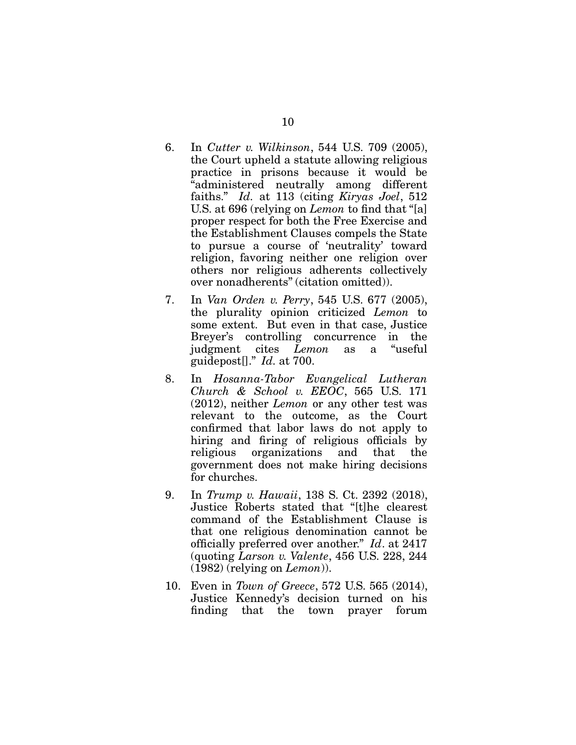6. In *Cutter v. Wilkinson*, 544 U.S. 709 (2005), the Court upheld a statute allowing religious practice in prisons because it would be "administered neutrally among different faiths." *Id.* at 113 (citing *Kiryas Joel*, 512 U.S. at 696 (relying on *Lemon* to find that "[a] proper respect for both the Free Exercise and the Establishment Clauses compels the State to pursue a course of 'neutrality' toward religion, favoring neither one religion over others nor religious adherents collectively over nonadherents" (citation omitted)).

7. In *Van Orden v. Perry*, 545 U.S. 677 (2005), the plurality opinion criticized *Lemon* to some extent. But even in that case, Justice Breyer's controlling concurrence in the judgment cites *Lemon* as a "useful guidepost[]." *Id.* at 700.

8. In *Hosanna-Tabor Evangelical Lutheran Church & School v. EEOC*, 565 U.S. 171 (2012), neither *Lemon* or any other test was relevant to the outcome, as the Court confirmed that labor laws do not apply to hiring and firing of religious officials by religious organizations and that the government does not make hiring decisions for churches.

9. In *Trump v. Hawaii*, 138 S. Ct. 2392 (2018), Justice Roberts stated that "[t]he clearest command of the Establishment Clause is that one religious denomination cannot be officially preferred over another." *Id*. at 2417 (quoting *Larson v. Valente*, 456 U.S. 228, 244 (1982) (relying on *Lemon*)).

10. Even in *Town of Greece*, 572 U.S. 565 (2014), Justice Kennedy's decision turned on his finding that the town prayer forum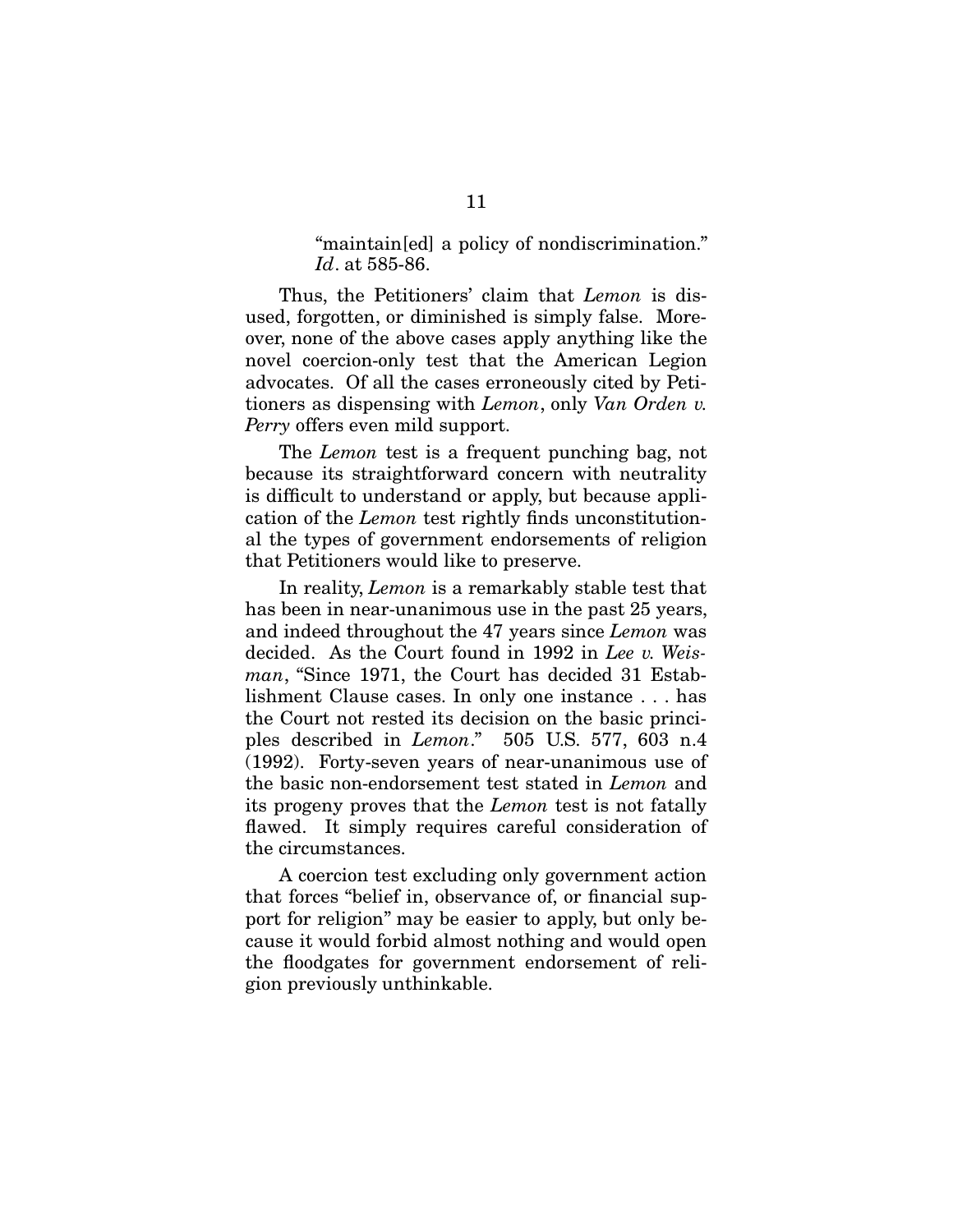> "maintain[ed] a policy of nondiscrimination." *Id*. at 585-86.

Thus, the Petitioners' claim that *Lemon* is disused, forgotten, or diminished is simply false. Moreover, none of the above cases apply anything like the novel coercion-only test that the American Legion advocates. Of all the cases erroneously cited by Petitioners as dispensing with *Lemon*, only *Van Orden v. Perry* offers even mild support.

The *Lemon* test is a frequent punching bag, not because its straightforward concern with neutrality is difficult to understand or apply, but because application of the *Lemon* test rightly finds unconstitutional the types of government endorsements of religion that Petitioners would like to preserve.

In reality, *Lemon* is a remarkably stable test that has been in near-unanimous use in the past 25 years, and indeed throughout the 47 years since *Lemon* was decided. As the Court found in 1992 in *Lee v. Weisman*, "Since 1971, the Court has decided 31 Establishment Clause cases. In only one instance . . . has the Court not rested its decision on the basic principles described in *Lemon*." 505 U.S. 577, 603 n.4 (1992). Forty-seven years of near-unanimous use of the basic non-endorsement test stated in *Lemon* and its progeny proves that the *Lemon* test is not fatally flawed. It simply requires careful consideration of the circumstances.

A coercion test excluding only government action that forces "belief in, observance of, or financial support for religion" may be easier to apply, but only because it would forbid almost nothing and would open the floodgates for government endorsement of religion previously unthinkable.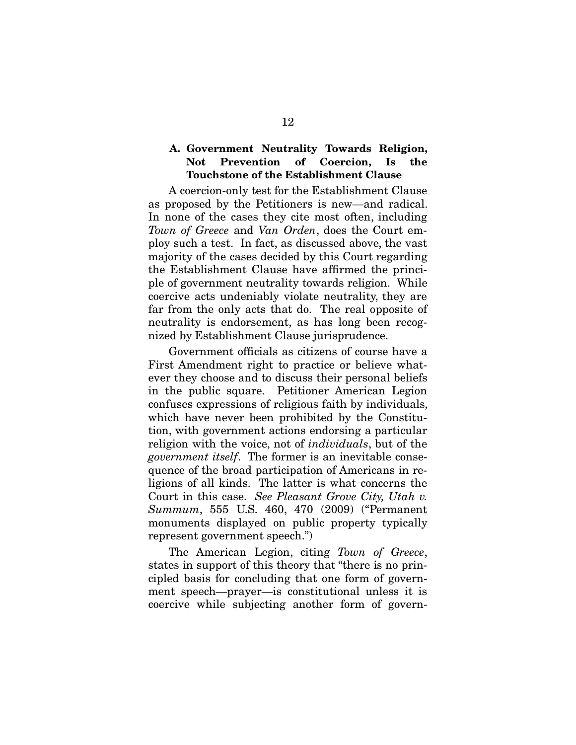### A. Government Neutrality Towards Religion, Not Prevention of Coercion, Is the Touchstone of the Establishment Clause

A coercion-only test for the Establishment Clause as proposed by the Petitioners is new—and radical. In none of the cases they cite most often, including *Town of Greece* and *Van Orden*, does the Court employ such a test. In fact, as discussed above, the vast majority of the cases decided by this Court regarding the Establishment Clause have affirmed the principle of government neutrality towards religion. While coercive acts undeniably violate neutrality, they are far from the only acts that do. The real opposite of neutrality is endorsement, as has long been recognized by Establishment Clause jurisprudence.

Government officials as citizens of course have a First Amendment right to practice or believe whatever they choose and to discuss their personal beliefs in the public square. Petitioner American Legion confuses expressions of religious faith by individuals, which have never been prohibited by the Constitution, with government actions endorsing a particular religion with the voice, not of *individuals*, but of the *government itself*. The former is an inevitable consequence of the broad participation of Americans in religions of all kinds. The latter is what concerns the Court in this case. *See Pleasant Grove City, Utah v. Summum*, 555 U.S. 460, 470 (2009) ("Permanent monuments displayed on public property typically represent government speech.")

The American Legion, citing *Town of Greece*, states in support of this theory that "there is no principled basis for concluding that one form of government speech—prayer—is constitutional unless it is coercive while subjecting another form of govern-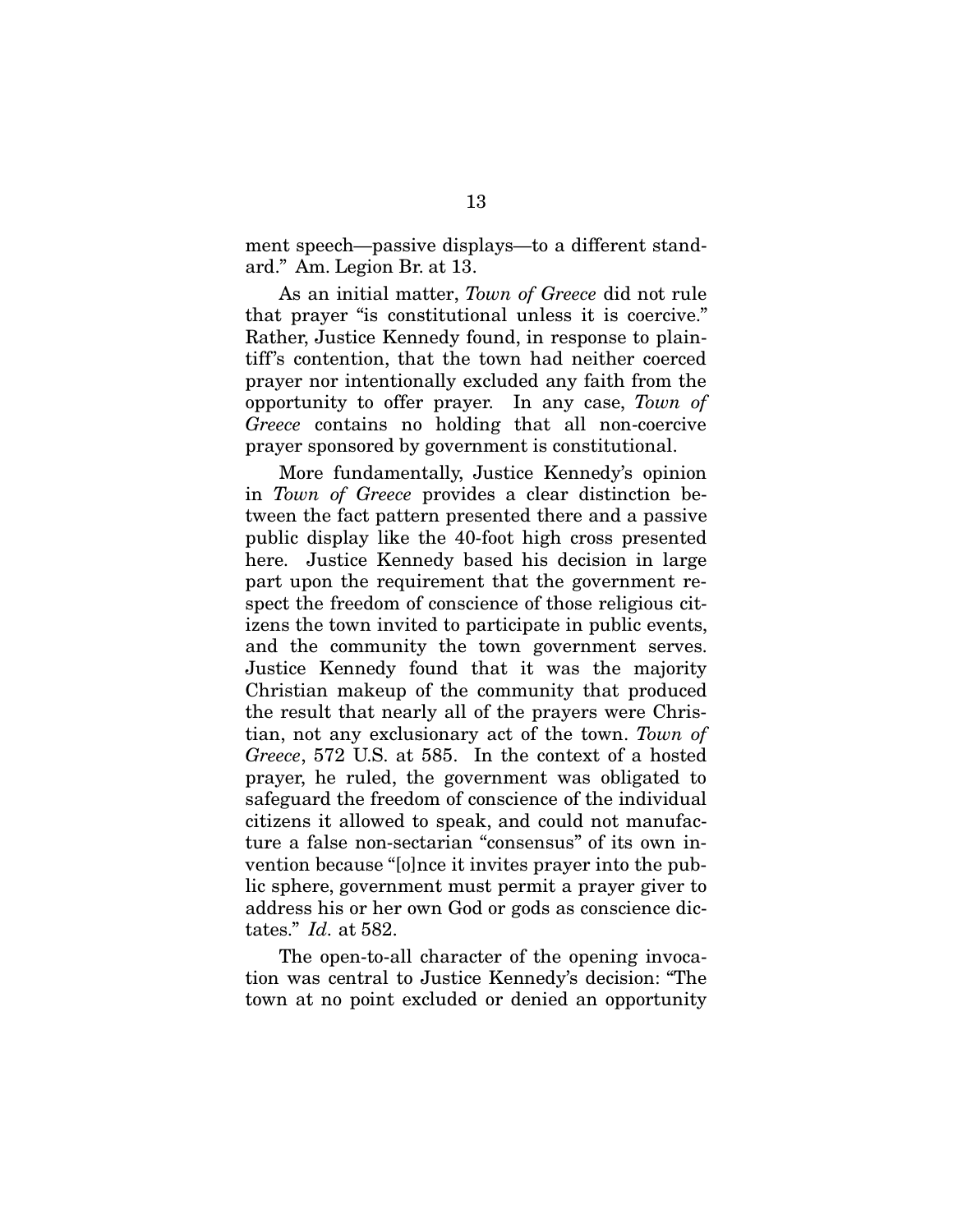ment speech—passive displays—to a different standard." Am. Legion Br. at 13.

As an initial matter, *Town of Greece* did not rule that prayer "is constitutional unless it is coercive." Rather, Justice Kennedy found, in response to plaintiff's contention, that the town had neither coerced prayer nor intentionally excluded any faith from the opportunity to offer prayer. In any case, *Town of Greece* contains no holding that all non-coercive prayer sponsored by government is constitutional.

More fundamentally, Justice Kennedy's opinion in *Town of Greece* provides a clear distinction between the fact pattern presented there and a passive public display like the 40-foot high cross presented here. Justice Kennedy based his decision in large part upon the requirement that the government respect the freedom of conscience of those religious citizens the town invited to participate in public events, and the community the town government serves. Justice Kennedy found that it was the majority Christian makeup of the community that produced the result that nearly all of the prayers were Christian, not any exclusionary act of the town. *Town of Greece*, 572 U.S. at 585. In the context of a hosted prayer, he ruled, the government was obligated to safeguard the freedom of conscience of the individual citizens it allowed to speak, and could not manufacture a false non-sectarian "consensus" of its own invention because "[o]nce it invites prayer into the public sphere, government must permit a prayer giver to address his or her own God or gods as conscience dictates." *Id.* at 582.

The open-to-all character of the opening invocation was central to Justice Kennedy's decision: "The town at no point excluded or denied an opportunity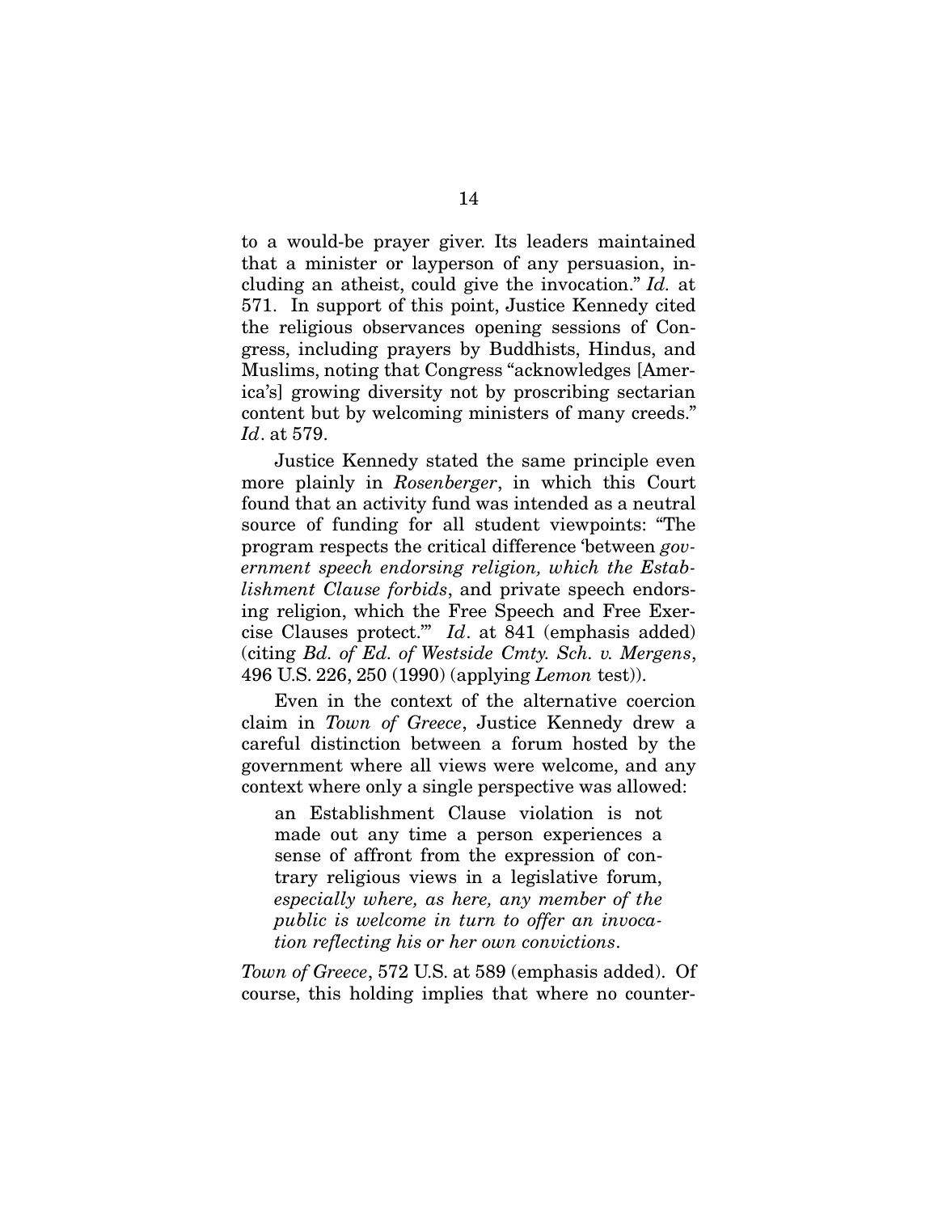to a would-be prayer giver. Its leaders maintained that a minister or layperson of any persuasion, including an atheist, could give the invocation." *Id.* at 571. In support of this point, Justice Kennedy cited the religious observances opening sessions of Congress, including prayers by Buddhists, Hindus, and Muslims, noting that Congress "acknowledges [America's] growing diversity not by proscribing sectarian content but by welcoming ministers of many creeds." *Id*. at 579.

Justice Kennedy stated the same principle even more plainly in *Rosenberger*, in which this Court found that an activity fund was intended as a neutral source of funding for all student viewpoints: "The program respects the critical difference 'between *government speech endorsing religion, which the Establishment Clause forbids*, and private speech endorsing religion, which the Free Speech and Free Exercise Clauses protect.'" *Id*. at 841 (emphasis added) (citing *Bd. of Ed. of Westside Cmty. Sch. v. Mergens*, 496 U.S. 226, 250 (1990) (applying *Lemon* test)).

Even in the context of the alternative coercion claim in *Town of Greece*, Justice Kennedy drew a careful distinction between a forum hosted by the government where all views were welcome, and any context where only a single perspective was allowed:

> an Establishment Clause violation is not made out any time a person experiences a sense of affront from the expression of contrary religious views in a legislative forum, *especially where, as here, any member of the public is welcome in turn to offer an invocation reflecting his or her own convictions*.

*Town of Greece*, 572 U.S. at 589 (emphasis added). Of course, this holding implies that where no counter-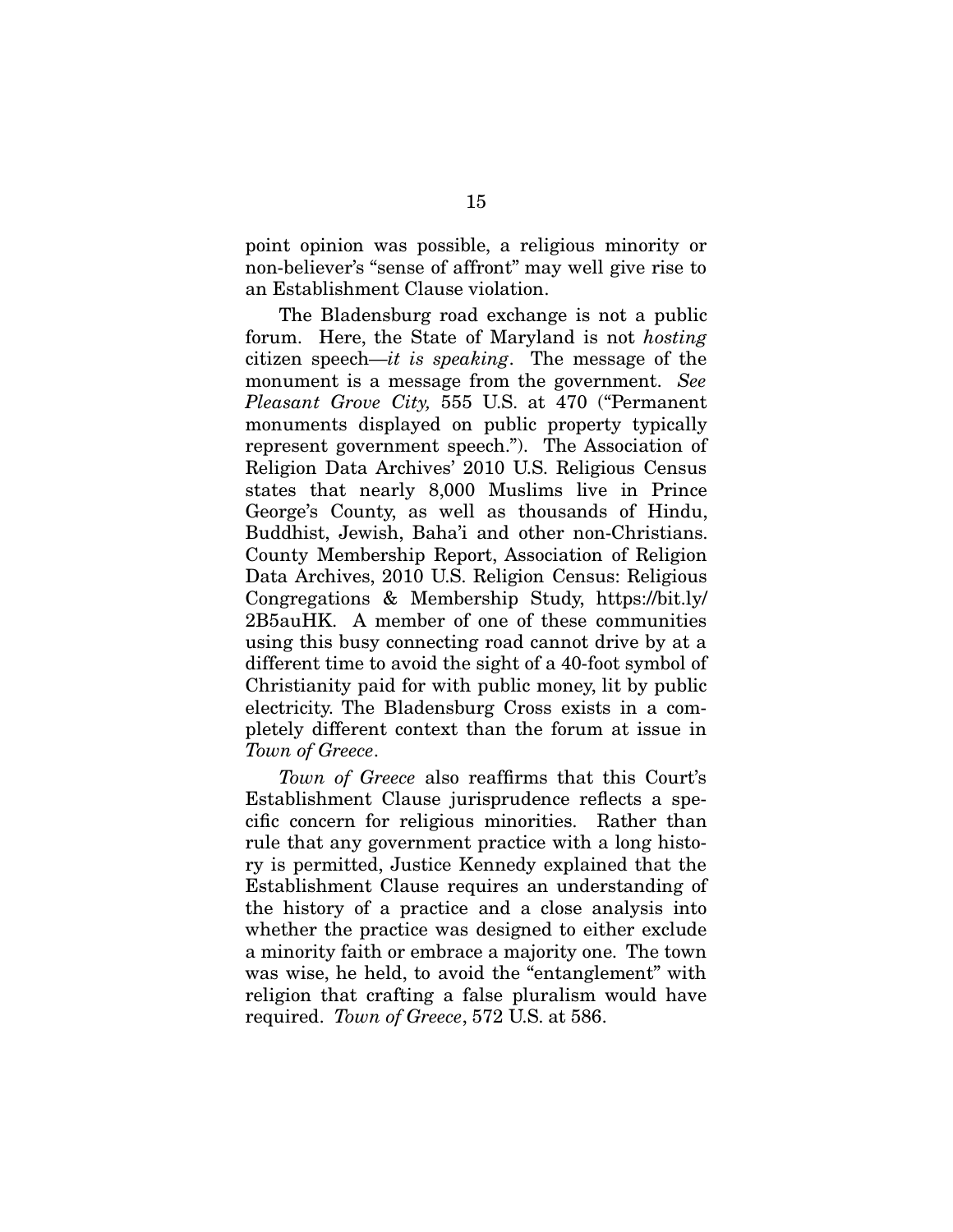point opinion was possible, a religious minority or non-believer's "sense of affront" may well give rise to an Establishment Clause violation.

The Bladensburg road exchange is not a public forum. Here, the State of Maryland is not *hosting* citizen speech—*it is speaking*. The message of the monument is a message from the government. *See Pleasant Grove City,* 555 U.S. at 470 ("Permanent monuments displayed on public property typically represent government speech."). The Association of Religion Data Archives' 2010 U.S. Religious Census states that nearly 8,000 Muslims live in Prince George's County, as well as thousands of Hindu, Buddhist, Jewish, Baha'i and other non-Christians. County Membership Report, Association of Religion Data Archives, 2010 U.S. Religion Census: Religious Congregations & Membership Study, https://bit.ly/2B5auHK. A member of one of these communities using this busy connecting road cannot drive by at a different time to avoid the sight of a 40-foot symbol of Christianity paid for with public money, lit by public electricity. The Bladensburg Cross exists in a completely different context than the forum at issue in *Town of Greece*.

*Town of Greece* also reaffirms that this Court's Establishment Clause jurisprudence reflects a specific concern for religious minorities. Rather than rule that any government practice with a long history is permitted, Justice Kennedy explained that the Establishment Clause requires an understanding of the history of a practice and a close analysis into whether the practice was designed to either exclude a minority faith or embrace a majority one. The town was wise, he held, to avoid the "entanglement" with religion that crafting a false pluralism would have required. *Town of Greece*, 572 U.S. at 586.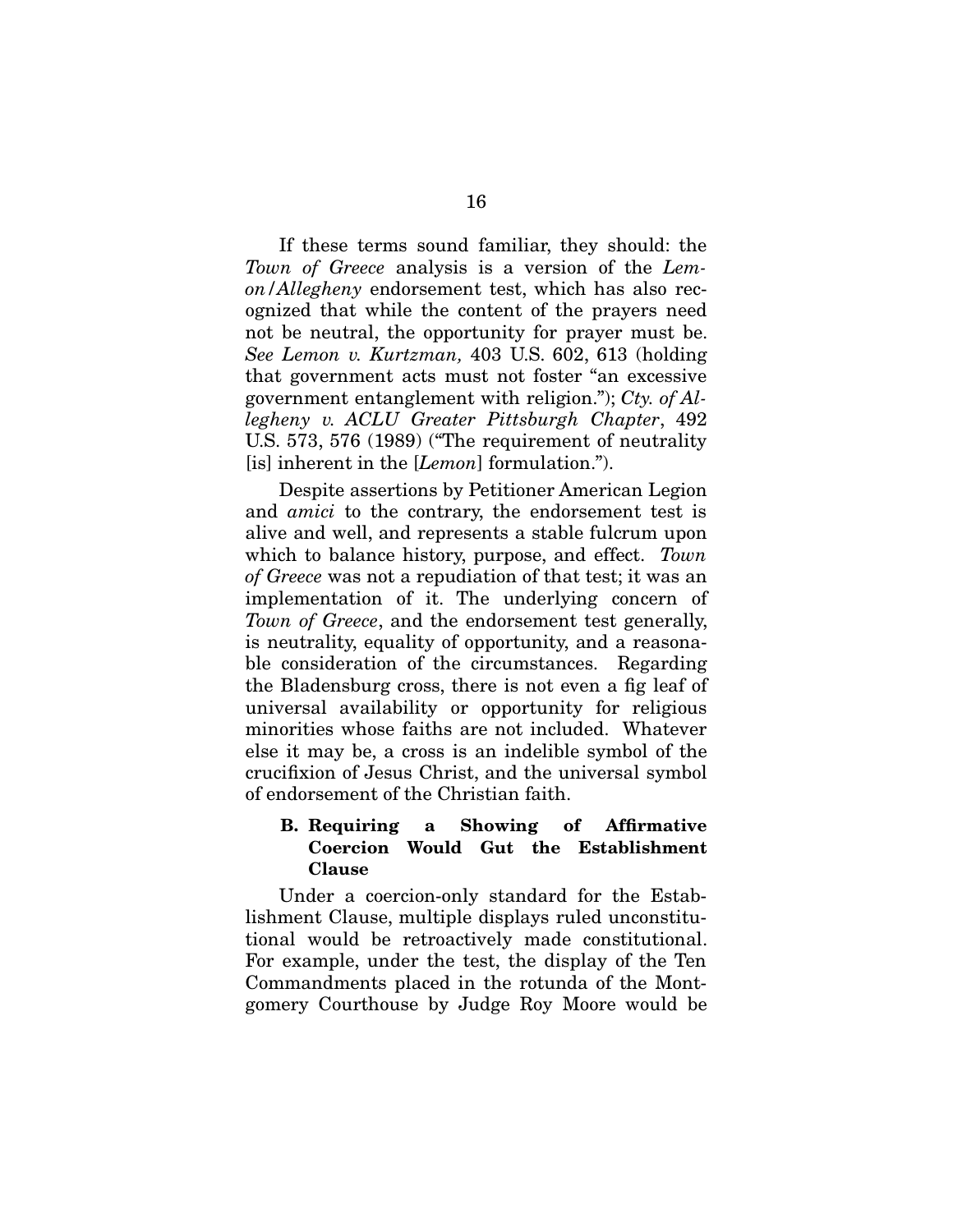If these terms sound familiar, they should: the *Town of Greece* analysis is a version of the *Lemon/Allegheny* endorsement test, which has also recognized that while the content of the prayers need not be neutral, the opportunity for prayer must be. *See Lemon v. Kurtzman,* 403 U.S. 602, 613 (holding that government acts must not foster "an excessive government entanglement with religion."); *Cty. of Allegheny v. ACLU Greater Pittsburgh Chapter*, 492 U.S. 573, 576 (1989) ("The requirement of neutrality [is] inherent in the [*Lemon*] formulation.").

Despite assertions by Petitioner American Legion and *amici* to the contrary, the endorsement test is alive and well, and represents a stable fulcrum upon which to balance history, purpose, and effect. *Town of Greece* was not a repudiation of that test; it was an implementation of it. The underlying concern of *Town of Greece*, and the endorsement test generally, is neutrality, equality of opportunity, and a reasonable consideration of the circumstances. Regarding the Bladensburg cross, there is not even a fig leaf of universal availability or opportunity for religious minorities whose faiths are not included. Whatever else it may be, a cross is an indelible symbol of the crucifixion of Jesus Christ, and the universal symbol of endorsement of the Christian faith.

### B. Requiring a Showing of Affirmative Coercion Would Gut the Establishment Clause

Under a coercion-only standard for the Establishment Clause, multiple displays ruled unconstitutional would be retroactively made constitutional. For example, under the test, the display of the Ten Commandments placed in the rotunda of the Montgomery Courthouse by Judge Roy Moore would be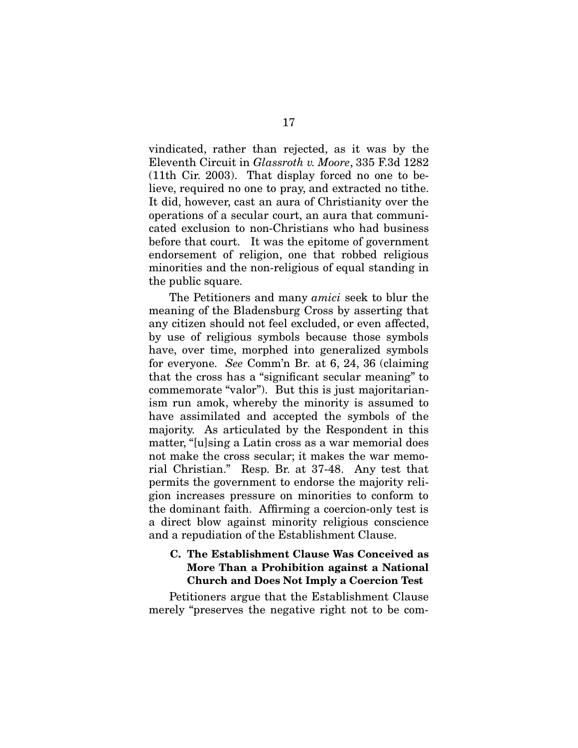vindicated, rather than rejected, as it was by the Eleventh Circuit in *Glassroth v. Moore*, 335 F.3d 1282 (11th Cir. 2003). That display forced no one to believe, required no one to pray, and extracted no tithe. It did, however, cast an aura of Christianity over the operations of a secular court, an aura that communicated exclusion to non-Christians who had business before that court. It was the epitome of government endorsement of religion, one that robbed religious minorities and the non-religious of equal standing in the public square.

The Petitioners and many *amici* seek to blur the meaning of the Bladensburg Cross by asserting that any citizen should not feel excluded, or even affected, by use of religious symbols because those symbols have, over time, morphed into generalized symbols for everyone. *See* Comm'n Br. at 6, 24, 36 (claiming that the cross has a "significant secular meaning" to commemorate "valor"). But this is just majoritarianism run amok, whereby the minority is assumed to have assimilated and accepted the symbols of the majority. As articulated by the Respondent in this matter, "[u]sing a Latin cross as a war memorial does not make the cross secular; it makes the war memorial Christian." Resp. Br. at 37-48. Any test that permits the government to endorse the majority religion increases pressure on minorities to conform to the dominant faith. Affirming a coercion-only test is a direct blow against minority religious conscience and a repudiation of the Establishment Clause.

### C. The Establishment Clause Was Conceived as More Than a Prohibition against a National Church and Does Not Imply a Coercion Test

Petitioners argue that the Establishment Clause merely "preserves the negative right not to be com-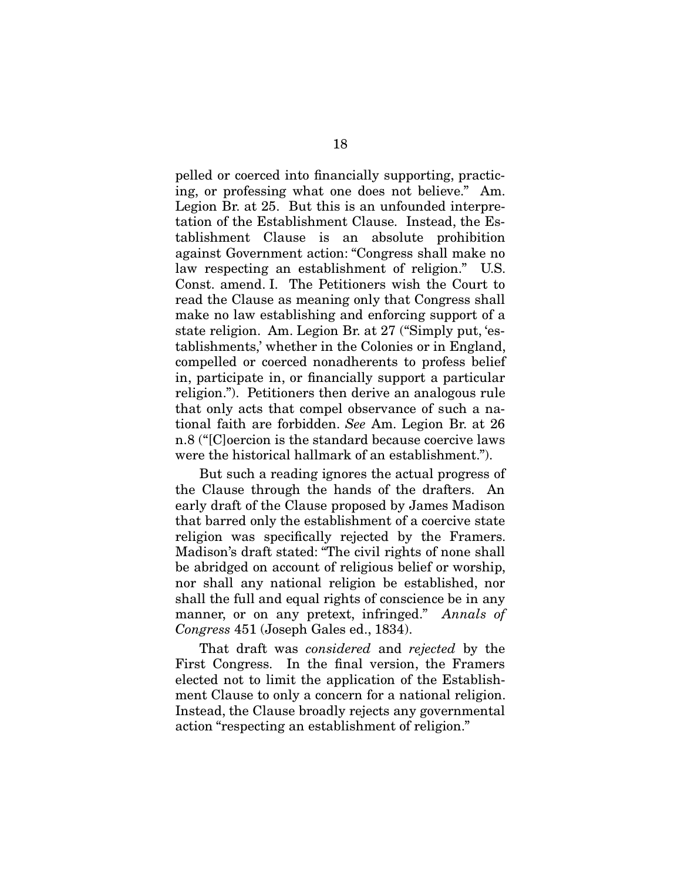pelled or coerced into financially supporting, practicing, or professing what one does not believe." Am. Legion Br. at 25. But this is an unfounded interpretation of the Establishment Clause. Instead, the Establishment Clause is an absolute prohibition against Government action: "Congress shall make no law respecting an establishment of religion." U.S. Const. amend. I. The Petitioners wish the Court to read the Clause as meaning only that Congress shall make no law establishing and enforcing support of a state religion. Am. Legion Br. at 27 ("Simply put, 'establishments,' whether in the Colonies or in England, compelled or coerced nonadherents to profess belief in, participate in, or financially support a particular religion."). Petitioners then derive an analogous rule that only acts that compel observance of such a national faith are forbidden. *See* Am. Legion Br. at 26 n.8 ("[C]oercion is the standard because coercive laws were the historical hallmark of an establishment.").

But such a reading ignores the actual progress of the Clause through the hands of the drafters. An early draft of the Clause proposed by James Madison that barred only the establishment of a coercive state religion was specifically rejected by the Framers. Madison's draft stated: "The civil rights of none shall be abridged on account of religious belief or worship, nor shall any national religion be established, nor shall the full and equal rights of conscience be in any manner, or on any pretext, infringed." *Annals of Congress* 451 (Joseph Gales ed., 1834).

That draft was *considered* and *rejected* by the First Congress. In the final version, the Framers elected not to limit the application of the Establishment Clause to only a concern for a national religion. Instead, the Clause broadly rejects any governmental action "respecting an establishment of religion."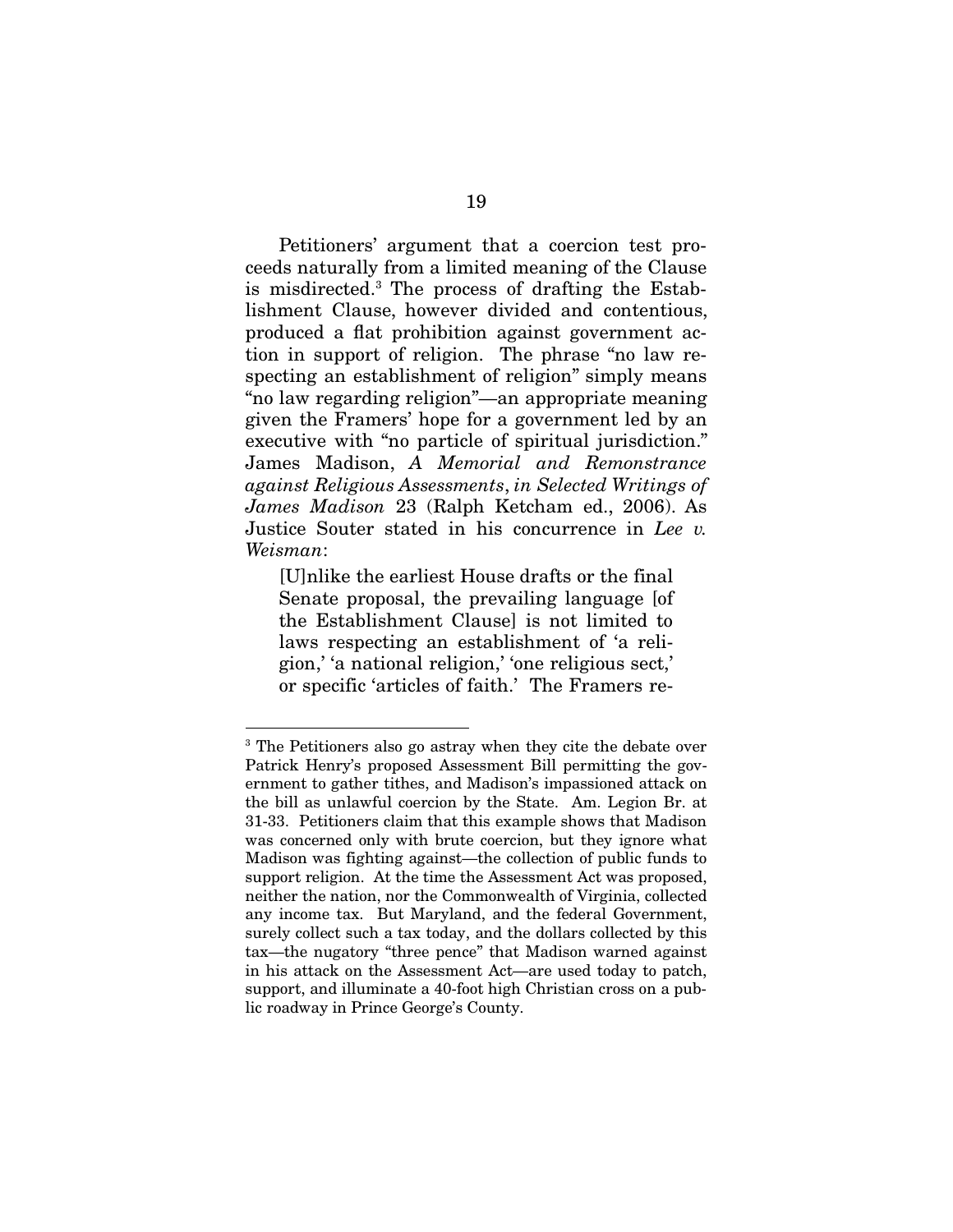Petitioners' argument that a coercion test proceeds naturally from a limited meaning of the Clause is misdirected.[3] The process of drafting the Establishment Clause, however divided and contentious, produced a flat prohibition against government action in support of religion. The phrase "no law respecting an establishment of religion" simply means "no law regarding religion"—an appropriate meaning given the Framers' hope for a government led by an executive with "no particle of spiritual jurisdiction." James Madison, *A Memorial and Remonstrance against Religious Assessments*, *in Selected Writings of James Madison* 23 (Ralph Ketcham ed., 2006). As Justice Souter stated in his concurrence in *Lee v. Weisman*:

> [U]nlike the earliest House drafts or the final Senate proposal, the prevailing language [of the Establishment Clause] is not limited to laws respecting an establishment of 'a religion,' 'a national religion,' 'one religious sect,' or specific 'articles of faith.' The Framers re-

---

[3] The Petitioners also go astray when they cite the debate over Patrick Henry's proposed Assessment Bill permitting the government to gather tithes, and Madison's impassioned attack on the bill as unlawful coercion by the State. Am. Legion Br. at 31-33. Petitioners claim that this example shows that Madison was concerned only with brute coercion, but they ignore what Madison was fighting against—the collection of public funds to support religion. At the time the Assessment Act was proposed, neither the nation, nor the Commonwealth of Virginia, collected any income tax. But Maryland, and the federal Government, surely collect such a tax today, and the dollars collected by this tax—the nugatory "three pence" that Madison warned against in his attack on the Assessment Act—are used today to patch, support, and illuminate a 40-foot high Christian cross on a public roadway in Prince George's County.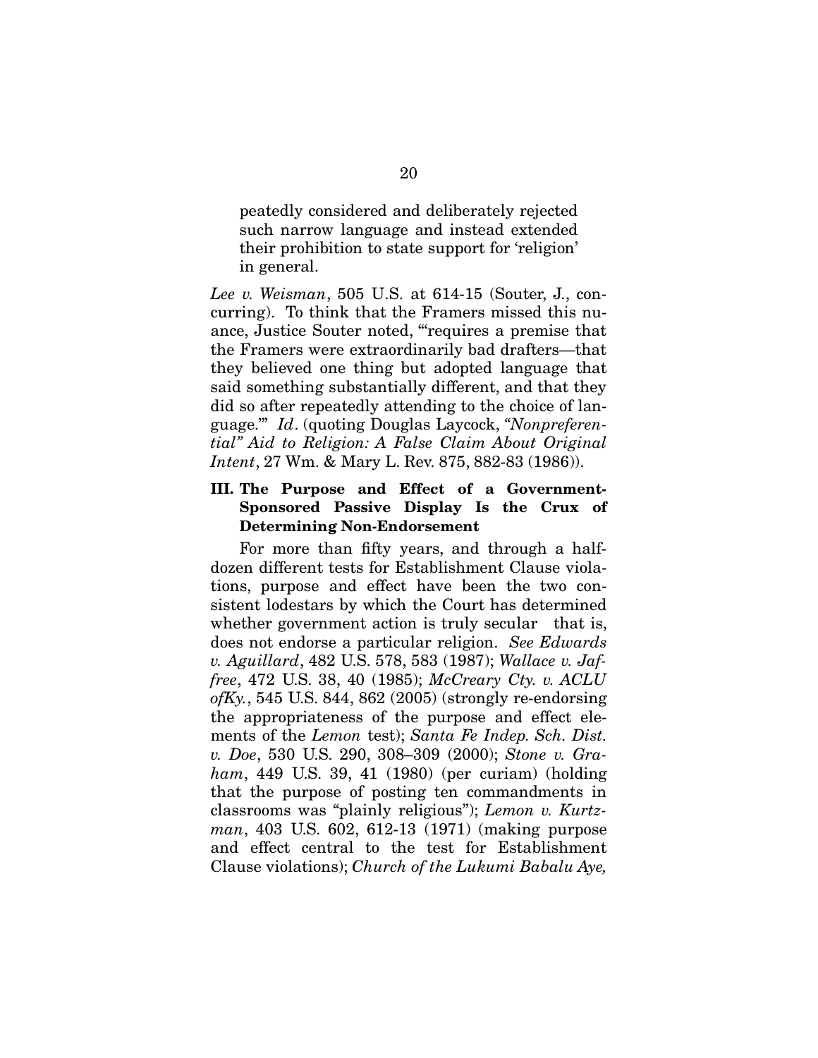peatedly considered and deliberately rejected such narrow language and instead extended their prohibition to state support for 'religion' in general.

*Lee v. Weisman*, 505 U.S. at 614-15 (Souter, J., concurring). To think that the Framers missed this nuance, Justice Souter noted, "'requires a premise that the Framers were extraordinarily bad drafters—that they believed one thing but adopted language that said something substantially different, and that they did so after repeatedly attending to the choice of language.'" *Id*. (quoting Douglas Laycock, *"Nonpreferential" Aid to Religion: A False Claim About Original Intent*, 27 Wm. & Mary L. Rev. 875, 882-83 (1986)).

### III. The Purpose and Effect of a Government-Sponsored Passive Display Is the Crux of Determining Non-Endorsement

For more than fifty years, and through a half-dozen different tests for Establishment Clause violations, purpose and effect have been the two consistent lodestars by which the Court has determined whether government action is truly secular that is, does not endorse a particular religion. *See Edwards v. Aguillard*, 482 U.S. 578, 583 (1987); *Wallace v. Jaffree*, 472 U.S. 38, 40 (1985); *McCreary Cty. v. ACLU ofKy.*, 545 U.S. 844, 862 (2005) (strongly re-endorsing the appropriateness of the purpose and effect elements of the *Lemon* test); *Santa Fe Indep. Sch. Dist. v. Doe*, 530 U.S. 290, 308–309 (2000); *Stone v. Graham*, 449 U.S. 39, 41 (1980) (per curiam) (holding that the purpose of posting ten commandments in classrooms was "plainly religious"); *Lemon v. Kurtzman*, 403 U.S. 602, 612-13 (1971) (making purpose and effect central to the test for Establishment Clause violations); *Church of the Lukumi Babalu Aye,*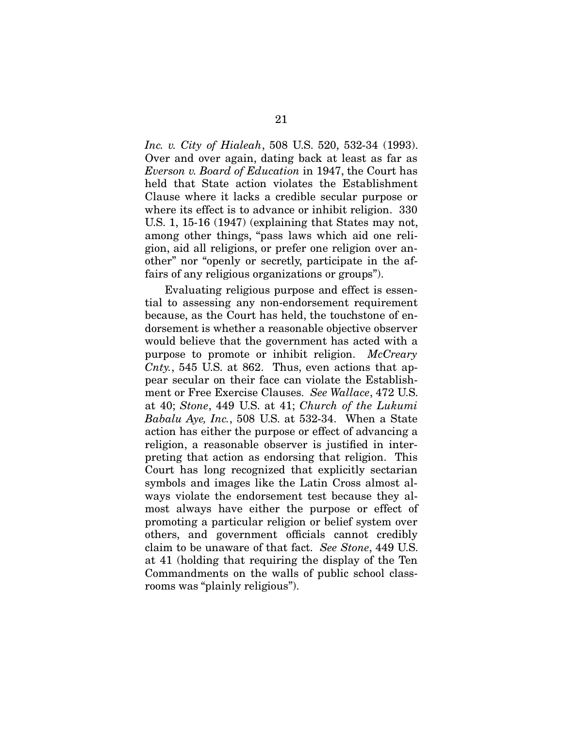*Inc. v. City of Hialeah*, 508 U.S. 520, 532-34 (1993). Over and over again, dating back at least as far as *Everson v. Board of Education* in 1947, the Court has held that State action violates the Establishment Clause where it lacks a credible secular purpose or where its effect is to advance or inhibit religion. 330 U.S. 1, 15-16 (1947) (explaining that States may not, among other things, "pass laws which aid one religion, aid all religions, or prefer one religion over another" nor "openly or secretly, participate in the affairs of any religious organizations or groups").

Evaluating religious purpose and effect is essential to assessing any non-endorsement requirement because, as the Court has held, the touchstone of endorsement is whether a reasonable objective observer would believe that the government has acted with a purpose to promote or inhibit religion. *McCreary Cnty.*, 545 U.S. at 862. Thus, even actions that appear secular on their face can violate the Establishment or Free Exercise Clauses. *See Wallace*, 472 U.S. at 40; *Stone*, 449 U.S. at 41; *Church of the Lukumi Babalu Aye, Inc.*, 508 U.S. at 532-34. When a State action has either the purpose or effect of advancing a religion, a reasonable observer is justified in interpreting that action as endorsing that religion. This Court has long recognized that explicitly sectarian symbols and images like the Latin Cross almost always violate the endorsement test because they almost always have either the purpose or effect of promoting a particular religion or belief system over others, and government officials cannot credibly claim to be unaware of that fact. *See Stone*, 449 U.S. at 41 (holding that requiring the display of the Ten Commandments on the walls of public school classrooms was "plainly religious").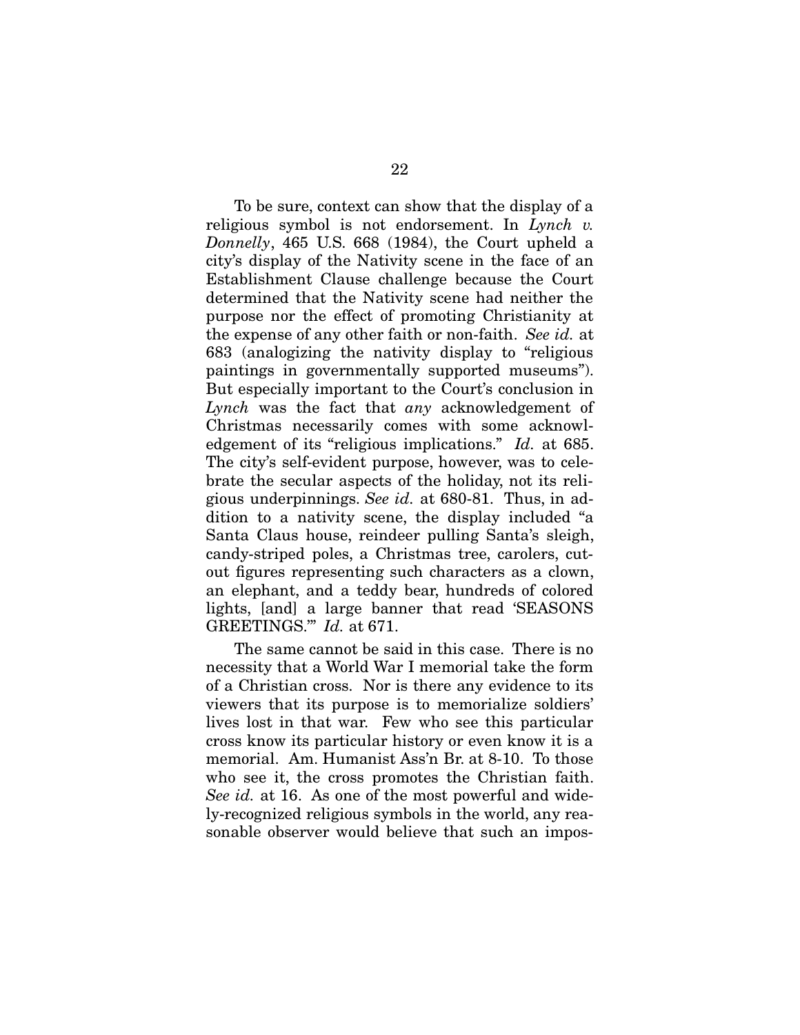To be sure, context can show that the display of a religious symbol is not endorsement. In *Lynch v. Donnelly*, 465 U.S. 668 (1984), the Court upheld a city's display of the Nativity scene in the face of an Establishment Clause challenge because the Court determined that the Nativity scene had neither the purpose nor the effect of promoting Christianity at the expense of any other faith or non-faith. *See id.* at 683 (analogizing the nativity display to "religious paintings in governmentally supported museums"). But especially important to the Court's conclusion in *Lynch* was the fact that *any* acknowledgement of Christmas necessarily comes with some acknowledgement of its "religious implications." *Id.* at 685. The city's self-evident purpose, however, was to celebrate the secular aspects of the holiday, not its religious underpinnings. *See id.* at 680-81. Thus, in addition to a nativity scene, the display included "a Santa Claus house, reindeer pulling Santa's sleigh, candy-striped poles, a Christmas tree, carolers, cutout figures representing such characters as a clown, an elephant, and a teddy bear, hundreds of colored lights, [and] a large banner that read 'SEASONS GREETINGS.'" *Id.* at 671.

The same cannot be said in this case. There is no necessity that a World War I memorial take the form of a Christian cross. Nor is there any evidence to its viewers that its purpose is to memorialize soldiers' lives lost in that war. Few who see this particular cross know its particular history or even know it is a memorial. Am. Humanist Ass'n Br. at 8-10. To those who see it, the cross promotes the Christian faith. *See id.* at 16. As one of the most powerful and widely-recognized religious symbols in the world, any reasonable observer would believe that such an impos-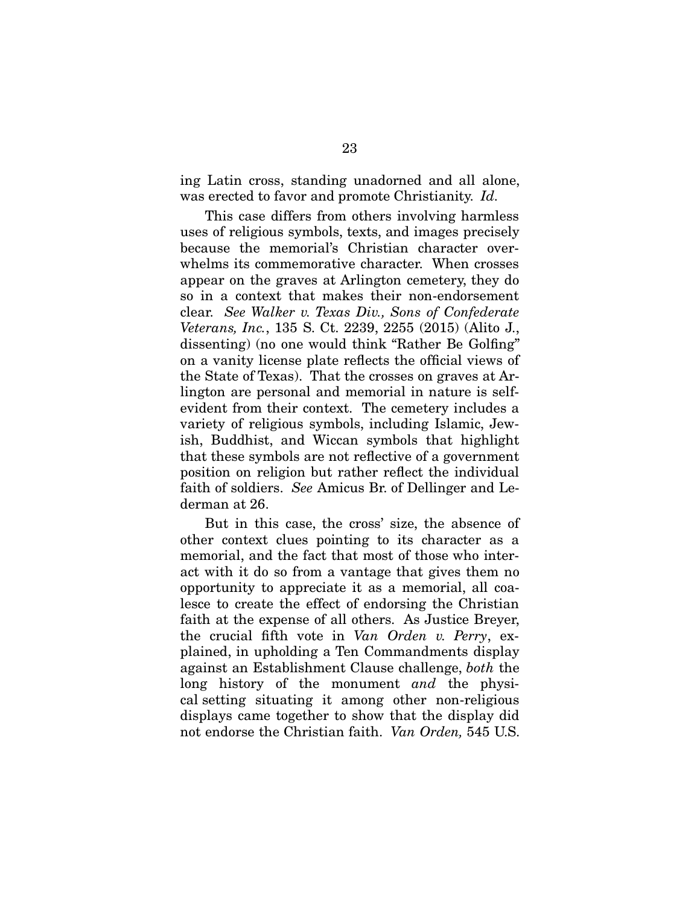ing Latin cross, standing unadorned and all alone, was erected to favor and promote Christianity. *Id.*

This case differs from others involving harmless uses of religious symbols, texts, and images precisely because the memorial's Christian character overwhelms its commemorative character. When crosses appear on the graves at Arlington cemetery, they do so in a context that makes their non-endorsement clear. *See Walker v. Texas Div., Sons of Confederate Veterans, Inc.*, 135 S. Ct. 2239, 2255 (2015) (Alito J., dissenting) (no one would think "Rather Be Golfing" on a vanity license plate reflects the official views of the State of Texas). That the crosses on graves at Arlington are personal and memorial in nature is self-evident from their context. The cemetery includes a variety of religious symbols, including Islamic, Jewish, Buddhist, and Wiccan symbols that highlight that these symbols are not reflective of a government position on religion but rather reflect the individual faith of soldiers. *See* Amicus Br. of Dellinger and Lederman at 26.

But in this case, the cross' size, the absence of other context clues pointing to its character as a memorial, and the fact that most of those who interact with it do so from a vantage that gives them no opportunity to appreciate it as a memorial, all coalesce to create the effect of endorsing the Christian faith at the expense of all others. As Justice Breyer, the crucial fifth vote in *Van Orden v. Perry*, explained, in upholding a Ten Commandments display against an Establishment Clause challenge, *both* the long history of the monument *and* the physical setting situating it among other non-religious displays came together to show that the display did not endorse the Christian faith. *Van Orden,* 545 U.S.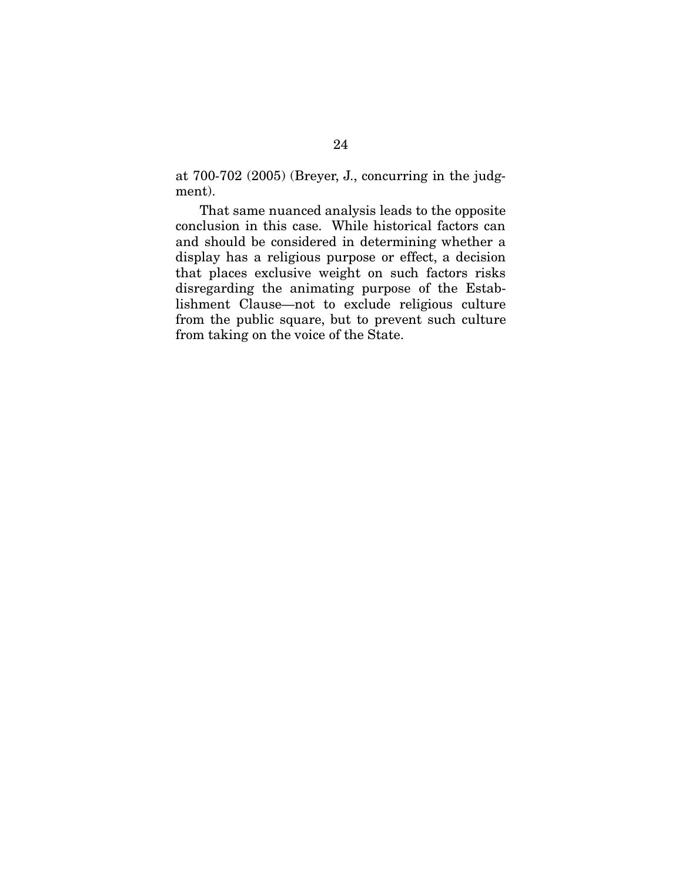at 700-702 (2005) (Breyer, J., concurring in the judgment).

That same nuanced analysis leads to the opposite conclusion in this case. While historical factors can and should be considered in determining whether a display has a religious purpose or effect, a decision that places exclusive weight on such factors risks disregarding the animating purpose of the Establishment Clause—not to exclude religious culture from the public square, but to prevent such culture from taking on the voice of the State.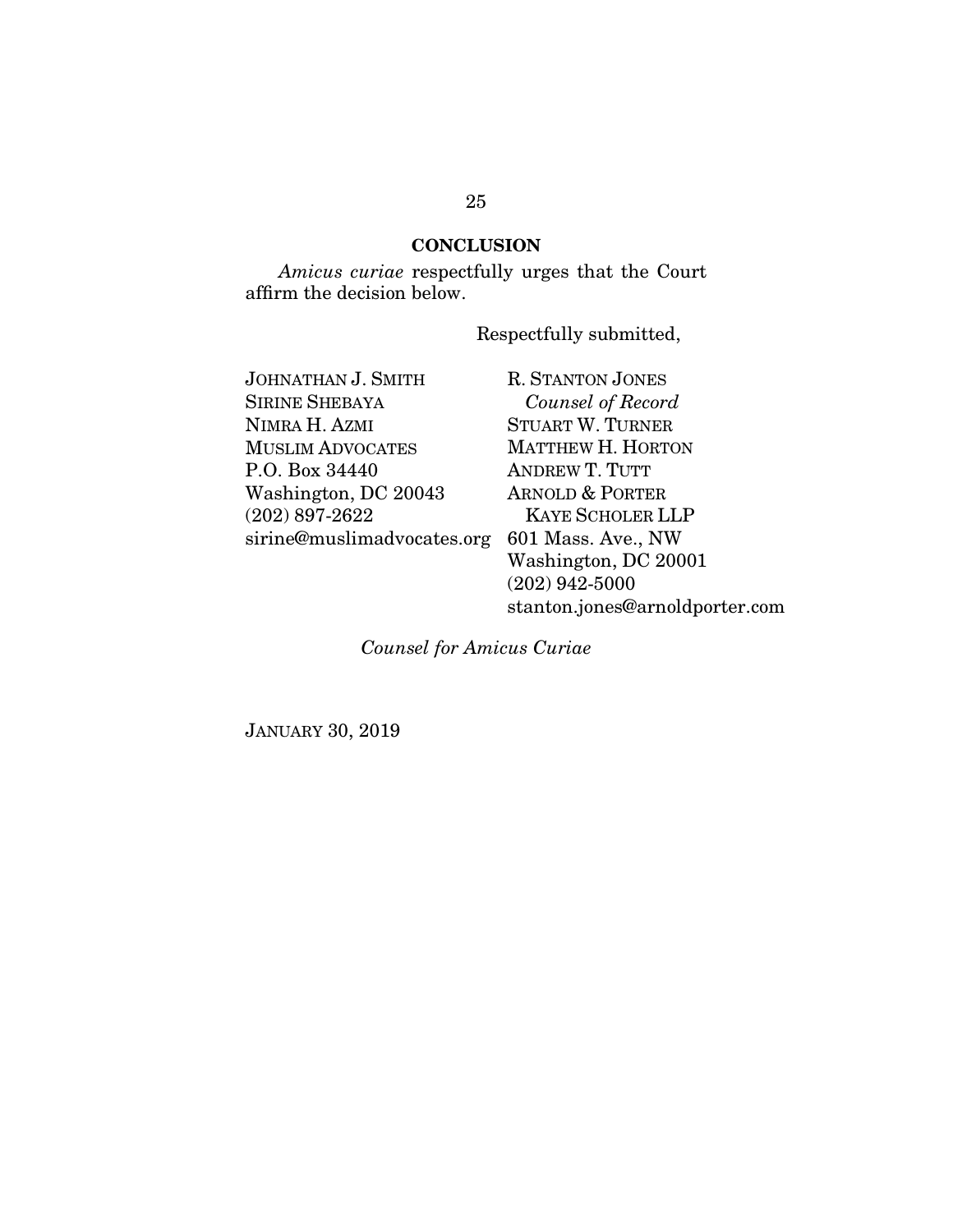## CONCLUSION

*Amicus curiae* respectfully urges that the Court affirm the decision below.

Respectfully submitted,

JOHNATHAN J. SMITH
SIRINE SHEBAYA
NIMRA H. AZMI
MUSLIM ADVOCATES
P.O. Box 34440
Washington, DC 20043
(202) 897-2622
sirine@muslimadvocates.org

R. STANTON JONES
*Counsel of Record*
STUART W. TURNER
MATTHEW H. HORTON
ANDREW T. TUTT
ARNOLD & PORTER
KAYE SCHOLER LLP
601 Mass. Ave., NW
Washington, DC 20001
(202) 942-5000
stanton.jones@arnoldporter.com

*Counsel for Amicus Curiae*

JANUARY 30, 2019